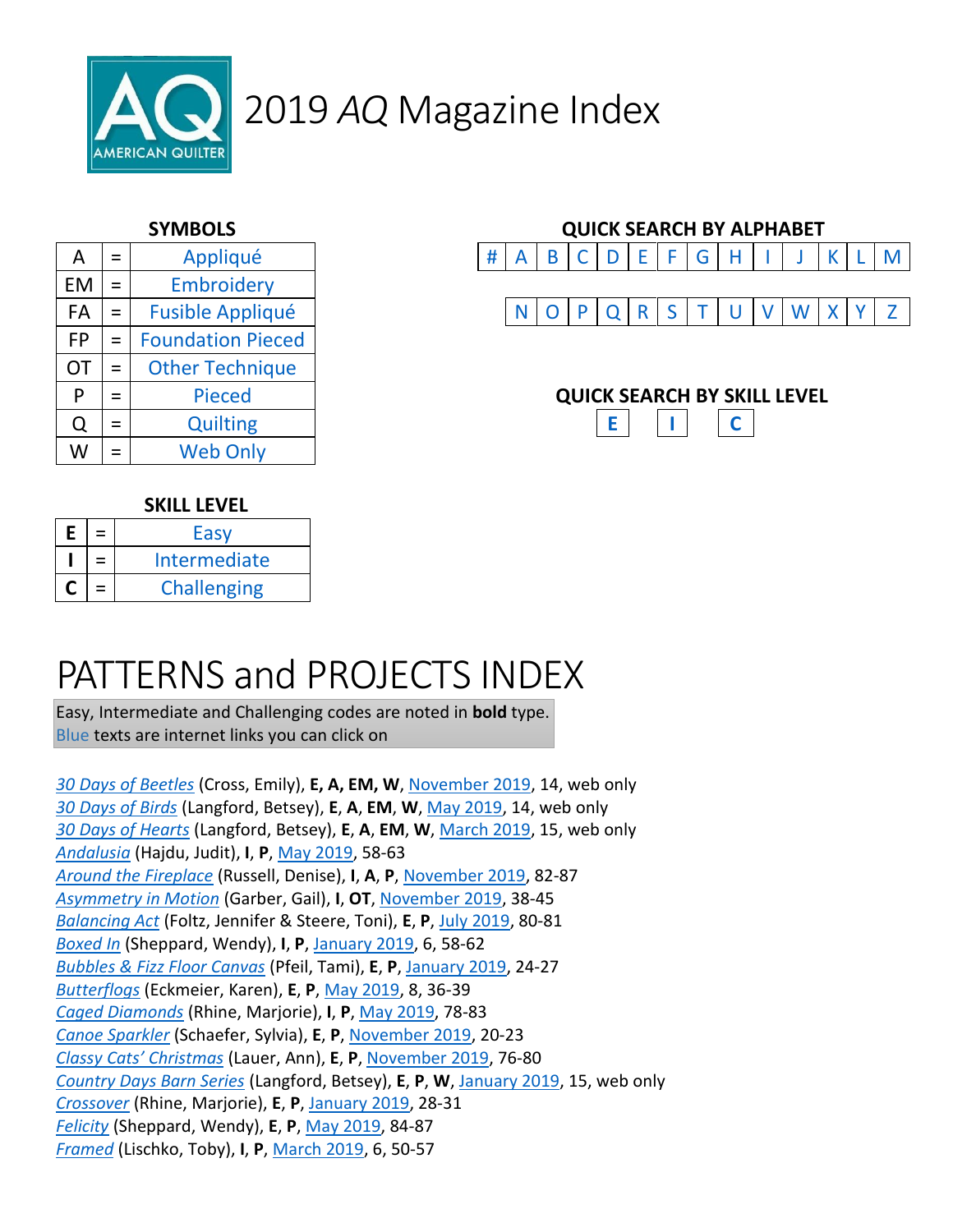# 2019 *AQ* Magazine Index

### SYMBOLS

| | | |
|---|---|---|
| A | = | Appliqué |
| EM | = | Embroidery |
| FA | = | Fusible Appliqué |
| FP | = | Foundation Pieced |
| OT | = | Other Technique |
| P | = | Pieced |
| Q | = | Quilting |
| W | = | Web Only |

### SKILL LEVEL

| | | |
|---|---|---|
| **E** | = | Easy |
| **I** | = | Intermediate |
| **C** | = | Challenging |

### QUICK SEARCH BY ALPHABET

| # | A | B | C | D | E | F | G | H | I | J | K | L | M |
|---|---|---|---|---|---|---|---|---|---|---|---|---|---|

| N | O | P | Q | R | S | T | U | V | W | X | Y | Z |
|---|---|---|---|---|---|---|---|---|---|---|---|---|

### QUICK SEARCH BY SKILL LEVEL

| E | I | C |
|---|---|---|

# PATTERNS and PROJECTS INDEX

Easy, Intermediate and Challenging codes are noted in **bold** type.
Blue texts are internet links you can click on

*30 Days of Beetles* (Cross, Emily), **E, A, EM, W**, November 2019, 14, web only
*30 Days of Birds* (Langford, Betsey), **E**, **A**, **EM**, **W**, May 2019, 14, web only
*30 Days of Hearts* (Langford, Betsey), **E**, **A**, **EM**, **W**, March 2019, 15, web only
*Andalusia* (Hajdu, Judit), **I**, **P**, May 2019, 58-63
*Around the Fireplace* (Russell, Denise), **I**, **A**, **P**, November 2019, 82-87
*Asymmetry in Motion* (Garber, Gail), **I**, **OT**, November 2019, 38-45
*Balancing Act* (Foltz, Jennifer & Steere, Toni), **E**, **P**, July 2019, 80-81
*Boxed In* (Sheppard, Wendy), **I**, **P**, January 2019, 6, 58-62
*Bubbles & Fizz Floor Canvas* (Pfeil, Tami), **E**, **P**, January 2019, 24-27
*Butterflogs* (Eckmeier, Karen), **E**, **P**, May 2019, 8, 36-39
*Caged Diamonds* (Rhine, Marjorie), **I**, **P**, May 2019, 78-83
*Canoe Sparkler* (Schaefer, Sylvia), **E**, **P**, November 2019, 20-23
*Classy Cats' Christmas* (Lauer, Ann), **E**, **P**, November 2019, 76-80
*Country Days Barn Series* (Langford, Betsey), **E**, **P**, **W**, January 2019, 15, web only
*Crossover* (Rhine, Marjorie), **E**, **P**, January 2019, 28-31
*Felicity* (Sheppard, Wendy), **E**, **P**, May 2019, 84-87
*Framed* (Lischko, Toby), **I**, **P**, March 2019, 6, 50-57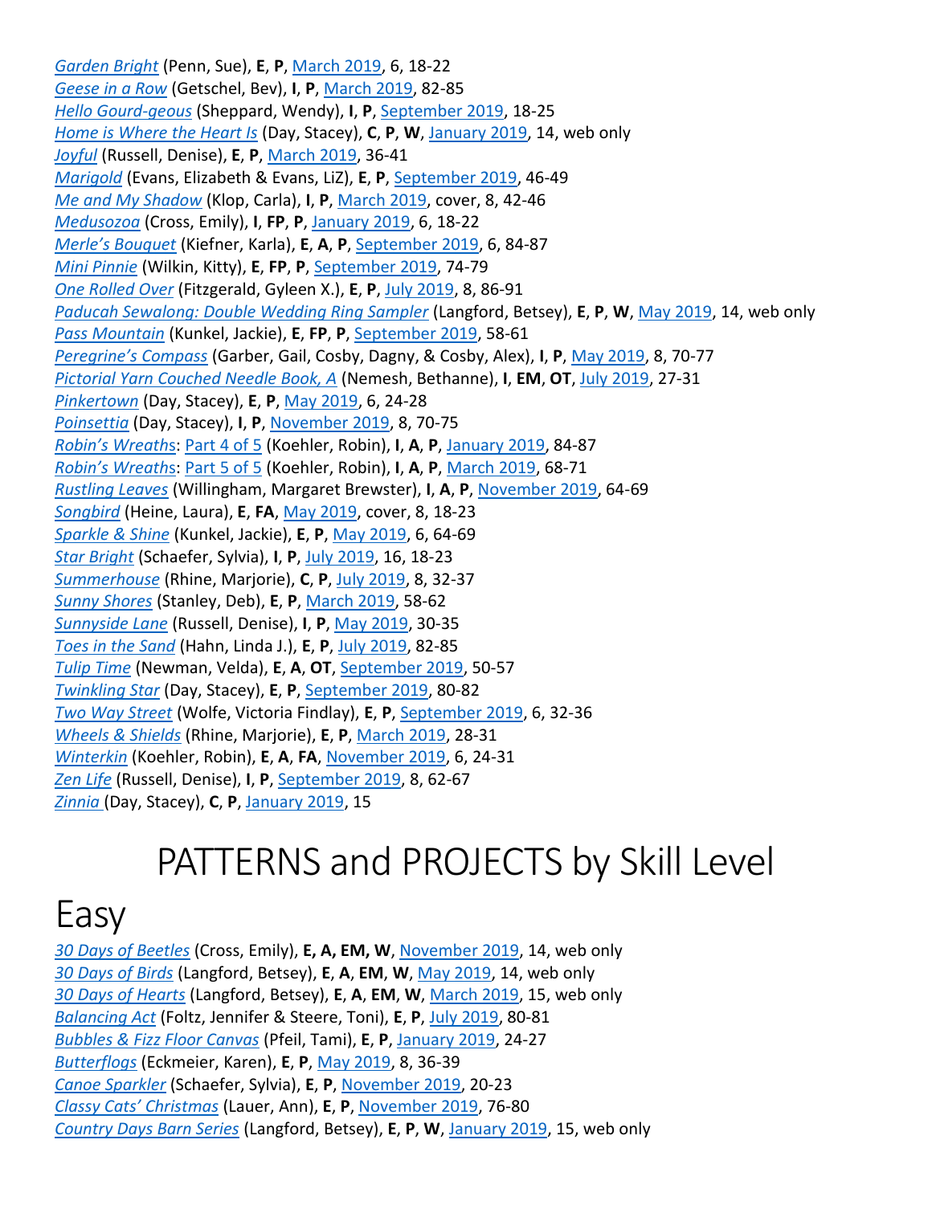*Garden Bright* (Penn, Sue), **E**, **P**, March 2019, 6, 18-22
*Geese in a Row* (Getschel, Bev), **I**, **P**, March 2019, 82-85
*Hello Gourd-geous* (Sheppard, Wendy), **I**, **P**, September 2019, 18-25
*Home is Where the Heart Is* (Day, Stacey), **C**, **P**, **W**, January 2019, 14, web only
*Joyful* (Russell, Denise), **E**, **P**, March 2019, 36-41
*Marigold* (Evans, Elizabeth & Evans, LiZ), **E**, **P**, September 2019, 46-49
*Me and My Shadow* (Klop, Carla), **I**, **P**, March 2019, cover, 8, 42-46
*Medusozoa* (Cross, Emily), **I**, **FP**, **P**, January 2019, 6, 18-22
*Merle's Bouquet* (Kiefner, Karla), **E**, **A**, **P**, September 2019, 6, 84-87
*Mini Pinnie* (Wilkin, Kitty), **E**, **FP**, **P**, September 2019, 74-79
*One Rolled Over* (Fitzgerald, Gyleen X.), **E**, **P**, July 2019, 8, 86-91
*Paducah Sewalong: Double Wedding Ring Sampler* (Langford, Betsey), **E**, **P**, **W**, May 2019, 14, web only
*Pass Mountain* (Kunkel, Jackie), **E**, **FP**, **P**, September 2019, 58-61
*Peregrine's Compass* (Garber, Gail, Cosby, Dagny, & Cosby, Alex), **I**, **P**, May 2019, 8, 70-77
*Pictorial Yarn Couched Needle Book, A* (Nemesh, Bethanne), **I**, **EM**, **OT**, July 2019, 27-31
*Pinkertown* (Day, Stacey), **E**, **P**, May 2019, 6, 24-28
*Poinsettia* (Day, Stacey), **I**, **P**, November 2019, 8, 70-75
*Robin's Wreaths*: Part 4 of 5 (Koehler, Robin), **I**, **A**, **P**, January 2019, 84-87
*Robin's Wreaths*: Part 5 of 5 (Koehler, Robin), **I**, **A**, **P**, March 2019, 68-71
*Rustling Leaves* (Willingham, Margaret Brewster), **I**, **A**, **P**, November 2019, 64-69
*Songbird* (Heine, Laura), **E**, **FA**, May 2019, cover, 8, 18-23
*Sparkle & Shine* (Kunkel, Jackie), **E**, **P**, May 2019, 6, 64-69
*Star Bright* (Schaefer, Sylvia), **I**, **P**, July 2019, 16, 18-23
*Summerhouse* (Rhine, Marjorie), **C**, **P**, July 2019, 8, 32-37
*Sunny Shores* (Stanley, Deb), **E**, **P**, March 2019, 58-62
*Sunnyside Lane* (Russell, Denise), **I**, **P**, May 2019, 30-35
*Toes in the Sand* (Hahn, Linda J.), **E**, **P**, July 2019, 82-85
*Tulip Time* (Newman, Velda), **E**, **A**, **OT**, September 2019, 50-57
*Twinkling Star* (Day, Stacey), **E**, **P**, September 2019, 80-82
*Two Way Street* (Wolfe, Victoria Findlay), **E**, **P**, September 2019, 6, 32-36
*Wheels & Shields* (Rhine, Marjorie), **E**, **P**, March 2019, 28-31
*Winterkin* (Koehler, Robin), **E**, **A**, **FA**, November 2019, 6, 24-31
*Zen Life* (Russell, Denise), **I**, **P**, September 2019, 8, 62-67
*Zinnia* (Day, Stacey), **C**, **P**, January 2019, 15

# PATTERNS and PROJECTS by Skill Level

## Easy

*30 Days of Beetles* (Cross, Emily), **E, A, EM, W**, November 2019, 14, web only
*30 Days of Birds* (Langford, Betsey), **E**, **A**, **EM**, **W**, May 2019, 14, web only
*30 Days of Hearts* (Langford, Betsey), **E**, **A**, **EM**, **W**, March 2019, 15, web only
*Balancing Act* (Foltz, Jennifer & Steere, Toni), **E**, **P**, July 2019, 80-81
*Bubbles & Fizz Floor Canvas* (Pfeil, Tami), **E**, **P**, January 2019, 24-27
*Butterflogs* (Eckmeier, Karen), **E**, **P**, May 2019, 8, 36-39
*Canoe Sparkler* (Schaefer, Sylvia), **E**, **P**, November 2019, 20-23
*Classy Cats' Christmas* (Lauer, Ann), **E**, **P**, November 2019, 76-80
*Country Days Barn Series* (Langford, Betsey), **E**, **P**, **W**, January 2019, 15, web only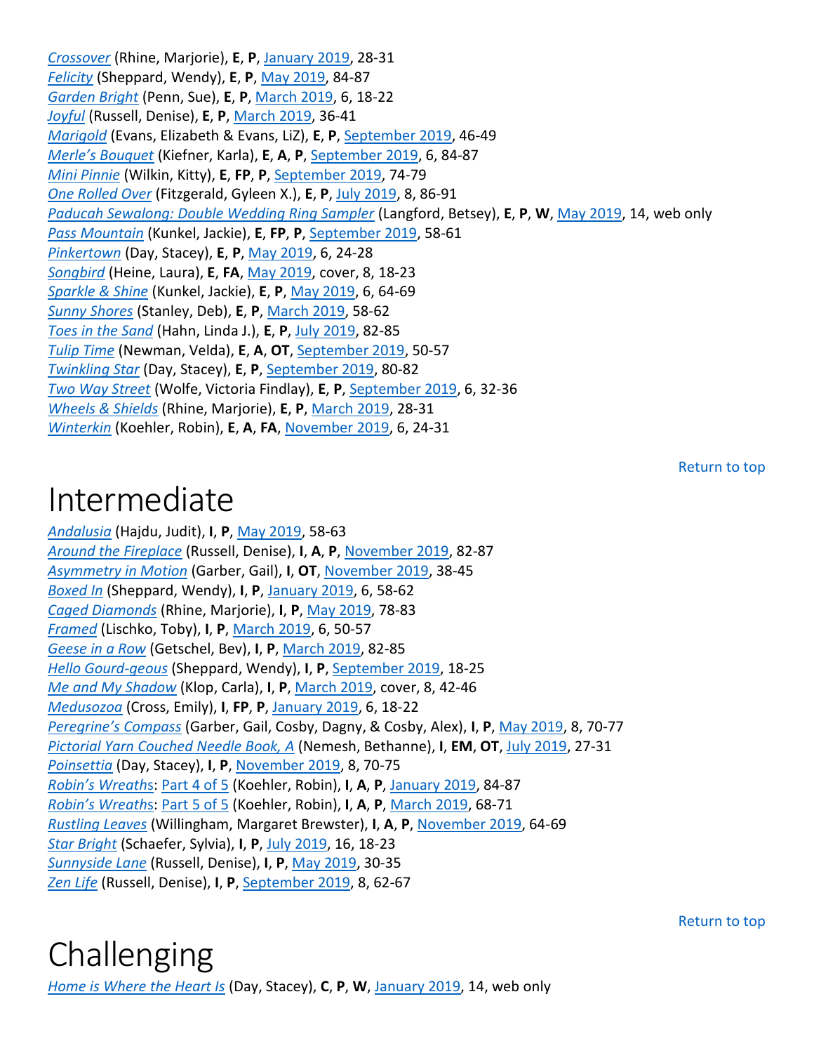[*Crossover*](#) (Rhine, Marjorie), **E**, **P**, [January 2019](#), 28-31
[*Felicity*](#) (Sheppard, Wendy), **E**, **P**, [May 2019](#), 84-87
[*Garden Bright*](#) (Penn, Sue), **E**, **P**, [March 2019](#), 6, 18-22
[*Joyful*](#) (Russell, Denise), **E**, **P**, [March 2019](#), 36-41
[*Marigold*](#) (Evans, Elizabeth & Evans, LiZ), **E**, **P**, [September 2019](#), 46-49
[*Merle's Bouquet*](#) (Kiefner, Karla), **E**, **A**, **P**, [September 2019](#), 6, 84-87
[*Mini Pinnie*](#) (Wilkin, Kitty), **E**, **FP**, **P**, [September 2019](#), 74-79
[*One Rolled Over*](#) (Fitzgerald, Gyleen X.), **E**, **P**, [July 2019](#), 8, 86-91
[*Paducah Sewalong: Double Wedding Ring Sampler*](#) (Langford, Betsey), **E**, **P**, **W**, [May 2019](#), 14, web only
[*Pass Mountain*](#) (Kunkel, Jackie), **E**, **FP**, **P**, [September 2019](#), 58-61
[*Pinkertown*](#) (Day, Stacey), **E**, **P**, [May 2019](#), 6, 24-28
[*Songbird*](#) (Heine, Laura), **E**, **FA**, [May 2019](#), cover, 8, 18-23
[*Sparkle & Shine*](#) (Kunkel, Jackie), **E**, **P**, [May 2019](#), 6, 64-69
[*Sunny Shores*](#) (Stanley, Deb), **E**, **P**, [March 2019](#), 58-62
[*Toes in the Sand*](#) (Hahn, Linda J.), **E**, **P**, [July 2019](#), 82-85
[*Tulip Time*](#) (Newman, Velda), **E**, **A**, **OT**, [September 2019](#), 50-57
[*Twinkling Star*](#) (Day, Stacey), **E**, **P**, [September 2019](#), 80-82
[*Two Way Street*](#) (Wolfe, Victoria Findlay), **E**, **P**, [September 2019](#), 6, 32-36
[*Wheels & Shields*](#) (Rhine, Marjorie), **E**, **P**, [March 2019](#), 28-31
[*Winterkin*](#) (Koehler, Robin), **E**, **A**, **FA**, [November 2019](#), 6, 24-31

[Return to top](#)

# Intermediate

[*Andalusia*](#) (Hajdu, Judit), **I**, **P**, [May 2019](#), 58-63
[*Around the Fireplace*](#) (Russell, Denise), **I**, **A**, **P**, [November 2019](#), 82-87
[*Asymmetry in Motion*](#) (Garber, Gail), **I**, **OT**, [November 2019](#), 38-45
[*Boxed In*](#) (Sheppard, Wendy), **I**, **P**, [January 2019](#), 6, 58-62
[*Caged Diamonds*](#) (Rhine, Marjorie), **I**, **P**, [May 2019](#), 78-83
[*Framed*](#) (Lischko, Toby), **I**, **P**, [March 2019](#), 6, 50-57
[*Geese in a Row*](#) (Getschel, Bev), **I**, **P**, [March 2019](#), 82-85
[*Hello Gourd-geous*](#) (Sheppard, Wendy), **I**, **P**, [September 2019](#), 18-25
[*Me and My Shadow*](#) (Klop, Carla), **I**, **P**, [March 2019](#), cover, 8, 42-46
[*Medusozoa*](#) (Cross, Emily), **I**, **FP**, **P**, [January 2019](#), 6, 18-22
[*Peregrine's Compass*](#) (Garber, Gail, Cosby, Dagny, & Cosby, Alex), **I**, **P**, [May 2019](#), 8, 70-77
[*Pictorial Yarn Couched Needle Book, A*](#) (Nemesh, Bethanne), **I**, **EM**, **OT**, [July 2019](#), 27-31
[*Poinsettia*](#) (Day, Stacey), **I**, **P**, [November 2019](#), 8, 70-75
[*Robin's Wreaths*](#): [Part 4 of 5](#) (Koehler, Robin), **I**, **A**, **P**, [January 2019](#), 84-87
[*Robin's Wreaths*](#): [Part 5 of 5](#) (Koehler, Robin), **I**, **A**, **P**, [March 2019](#), 68-71
[*Rustling Leaves*](#) (Willingham, Margaret Brewster), **I**, **A**, **P**, [November 2019](#), 64-69
[*Star Bright*](#) (Schaefer, Sylvia), **I**, **P**, [July 2019](#), 16, 18-23
[*Sunnyside Lane*](#) (Russell, Denise), **I**, **P**, [May 2019](#), 30-35
[*Zen Life*](#) (Russell, Denise), **I**, **P**, [September 2019](#), 8, 62-67

[Return to top](#)

# Challenging

[*Home is Where the Heart Is*](#) (Day, Stacey), **C**, **P**, **W**, [January 2019](#), 14, web only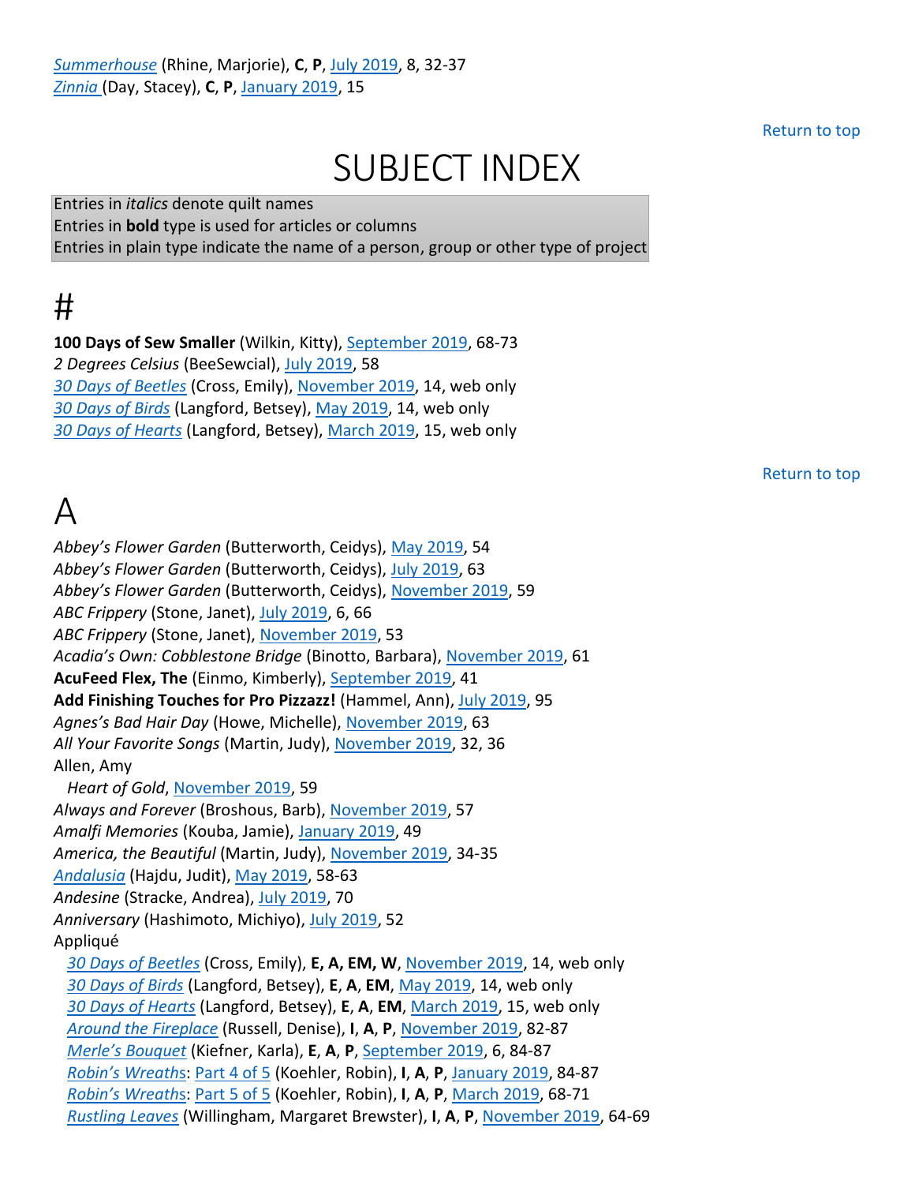*Summerhouse* (Rhine, Marjorie), **C**, **P**, July 2019, 8, 32-37
*Zinnia* (Day, Stacey), **C**, **P**, January 2019, 15

Return to top

# SUBJECT INDEX

Entries in *italics* denote quilt names
Entries in **bold** type is used for articles or columns
Entries in plain type indicate the name of a person, group or other type of project

## #

**100 Days of Sew Smaller** (Wilkin, Kitty), September 2019, 68-73
*2 Degrees Celsius* (BeeSewcial), July 2019, 58
*30 Days of Beetles* (Cross, Emily), November 2019, 14, web only
*30 Days of Birds* (Langford, Betsey), May 2019, 14, web only
*30 Days of Hearts* (Langford, Betsey), March 2019, 15, web only

Return to top

## A

*Abbey's Flower Garden* (Butterworth, Ceidys), May 2019, 54
*Abbey's Flower Garden* (Butterworth, Ceidys), July 2019, 63
*Abbey's Flower Garden* (Butterworth, Ceidys), November 2019, 59
*ABC Frippery* (Stone, Janet), July 2019, 6, 66
*ABC Frippery* (Stone, Janet), November 2019, 53
*Acadia's Own: Cobblestone Bridge* (Binotto, Barbara), November 2019, 61
**AcuFeed Flex, The** (Einmo, Kimberly), September 2019, 41
**Add Finishing Touches for Pro Pizzazz!** (Hammel, Ann), July 2019, 95
*Agnes's Bad Hair Day* (Howe, Michelle), November 2019, 63
*All Your Favorite Songs* (Martin, Judy), November 2019, 32, 36
Allen, Amy
  *Heart of Gold*, November 2019, 59
*Always and Forever* (Broshous, Barb), November 2019, 57
*Amalfi Memories* (Kouba, Jamie), January 2019, 49
*America, the Beautiful* (Martin, Judy), November 2019, 34-35
*Andalusia* (Hajdu, Judit), May 2019, 58-63
*Andesine* (Stracke, Andrea), July 2019, 70
*Anniversary* (Hashimoto, Michiyo), July 2019, 52
Appliqué
  *30 Days of Beetles* (Cross, Emily), **E, A, EM, W**, November 2019, 14, web only
  *30 Days of Birds* (Langford, Betsey), **E**, **A**, **EM**, May 2019, 14, web only
  *30 Days of Hearts* (Langford, Betsey), **E**, **A**, **EM**, March 2019, 15, web only
  *Around the Fireplace* (Russell, Denise), **I**, **A**, **P**, November 2019, 82-87
  *Merle's Bouquet* (Kiefner, Karla), **E**, **A**, **P**, September 2019, 6, 84-87
  *Robin's Wreaths*: Part 4 of 5 (Koehler, Robin), **I**, **A**, **P**, January 2019, 84-87
  *Robin's Wreaths*: Part 5 of 5 (Koehler, Robin), **I**, **A**, **P**, March 2019, 68-71
  *Rustling Leaves* (Willingham, Margaret Brewster), **I**, **A**, **P**, November 2019, 64-69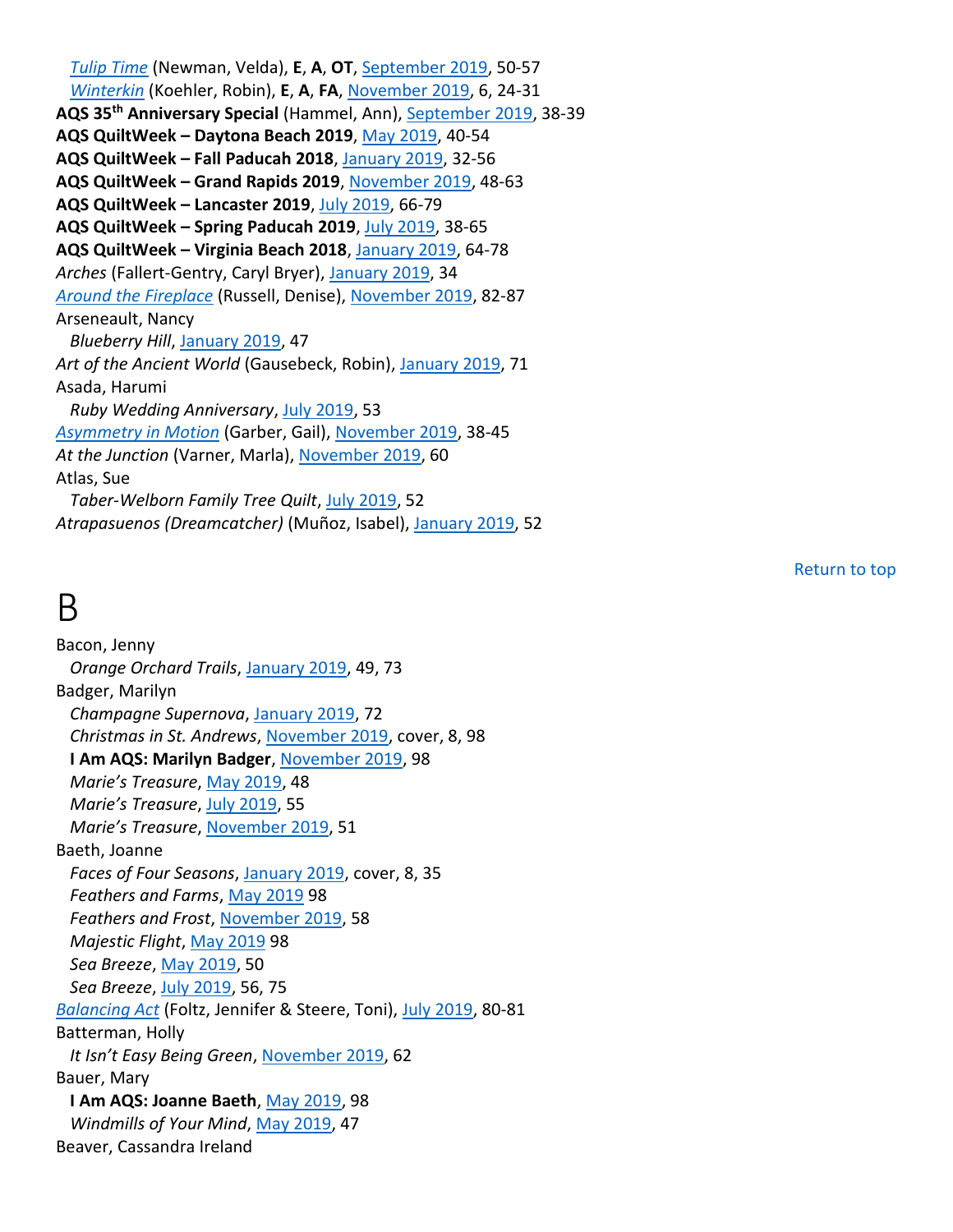*Tulip Time* (Newman, Velda), **E**, **A**, **OT**, September 2019, 50-57
*Winterkin* (Koehler, Robin), **E**, **A**, **FA**, November 2019, 6, 24-31
**AQS 35th Anniversary Special** (Hammel, Ann), September 2019, 38-39
**AQS QuiltWeek – Daytona Beach 2019**, May 2019, 40-54
**AQS QuiltWeek – Fall Paducah 2018**, January 2019, 32-56
**AQS QuiltWeek – Grand Rapids 2019**, November 2019, 48-63
**AQS QuiltWeek – Lancaster 2019**, July 2019, 66-79
**AQS QuiltWeek – Spring Paducah 2019**, July 2019, 38-65
**AQS QuiltWeek – Virginia Beach 2018**, January 2019, 64-78
*Arches* (Fallert-Gentry, Caryl Bryer), January 2019, 34
*Around the Fireplace* (Russell, Denise), November 2019, 82-87
Arseneault, Nancy
*Blueberry Hill*, January 2019, 47
*Art of the Ancient World* (Gausebeck, Robin), January 2019, 71
Asada, Harumi
*Ruby Wedding Anniversary*, July 2019, 53
*Asymmetry in Motion* (Garber, Gail), November 2019, 38-45
*At the Junction* (Varner, Marla), November 2019, 60
Atlas, Sue
*Taber-Welborn Family Tree Quilt*, July 2019, 52
*Atrapasuenos (Dreamcatcher)* (Muñoz, Isabel), January 2019, 52

Return to top

# B

Bacon, Jenny
*Orange Orchard Trails*, January 2019, 49, 73
Badger, Marilyn
*Champagne Supernova*, January 2019, 72
*Christmas in St. Andrews*, November 2019, cover, 8, 98
**I Am AQS: Marilyn Badger**, November 2019, 98
*Marie's Treasure*, May 2019, 48
*Marie's Treasure*, July 2019, 55
*Marie's Treasure*, November 2019, 51
Baeth, Joanne
*Faces of Four Seasons*, January 2019, cover, 8, 35
*Feathers and Farms*, May 2019 98
*Feathers and Frost*, November 2019, 58
*Majestic Flight*, May 2019 98
*Sea Breeze*, May 2019, 50
*Sea Breeze*, July 2019, 56, 75
*Balancing Act* (Foltz, Jennifer & Steere, Toni), July 2019, 80-81
Batterman, Holly
*It Isn't Easy Being Green*, November 2019, 62
Bauer, Mary
**I Am AQS: Joanne Baeth**, May 2019, 98
*Windmills of Your Mind*, May 2019, 47
Beaver, Cassandra Ireland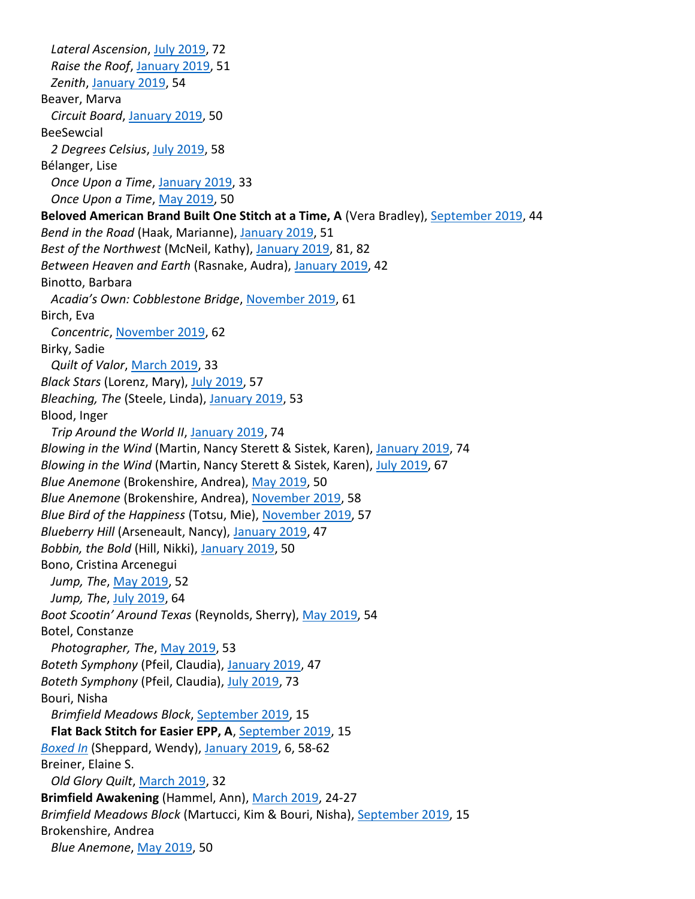*Lateral Ascension*, July 2019, 72
*Raise the Roof*, January 2019, 51
*Zenith*, January 2019, 54

Beaver, Marva
*Circuit Board*, January 2019, 50

BeeSewcial
*2 Degrees Celsius*, July 2019, 58

Bélanger, Lise
*Once Upon a Time*, January 2019, 33
*Once Upon a Time*, May 2019, 50

**Beloved American Brand Built One Stitch at a Time, A** (Vera Bradley), September 2019, 44

*Bend in the Road* (Haak, Marianne), January 2019, 51

*Best of the Northwest* (McNeil, Kathy), January 2019, 81, 82

*Between Heaven and Earth* (Rasnake, Audra), January 2019, 42

Binotto, Barbara
*Acadia's Own: Cobblestone Bridge*, November 2019, 61

Birch, Eva
*Concentric*, November 2019, 62

Birky, Sadie
*Quilt of Valor*, March 2019, 33

*Black Stars* (Lorenz, Mary), July 2019, 57

*Bleaching, The* (Steele, Linda), January 2019, 53

Blood, Inger
*Trip Around the World II*, January 2019, 74

*Blowing in the Wind* (Martin, Nancy Sterett & Sistek, Karen), January 2019, 74

*Blowing in the Wind* (Martin, Nancy Sterett & Sistek, Karen), July 2019, 67

*Blue Anemone* (Brokenshire, Andrea), May 2019, 50

*Blue Anemone* (Brokenshire, Andrea), November 2019, 58

*Blue Bird of the Happiness* (Totsu, Mie), November 2019, 57

*Blueberry Hill* (Arseneault, Nancy), January 2019, 47

*Bobbin, the Bold* (Hill, Nikki), January 2019, 50

Bono, Cristina Arcenegui
*Jump, The*, May 2019, 52
*Jump, The*, July 2019, 64

*Boot Scootin' Around Texas* (Reynolds, Sherry), May 2019, 54

Botel, Constanze
*Photographer, The*, May 2019, 53

*Boteth Symphony* (Pfeil, Claudia), January 2019, 47

*Boteth Symphony* (Pfeil, Claudia), July 2019, 73

Bouri, Nisha
*Brimfield Meadows Block*, September 2019, 15
**Flat Back Stitch for Easier EPP, A**, September 2019, 15

*Boxed In* (Sheppard, Wendy), January 2019, 6, 58-62

Breiner, Elaine S.
*Old Glory Quilt*, March 2019, 32

**Brimfield Awakening** (Hammel, Ann), March 2019, 24-27

*Brimfield Meadows Block* (Martucci, Kim & Bouri, Nisha), September 2019, 15

Brokenshire, Andrea
*Blue Anemone*, May 2019, 50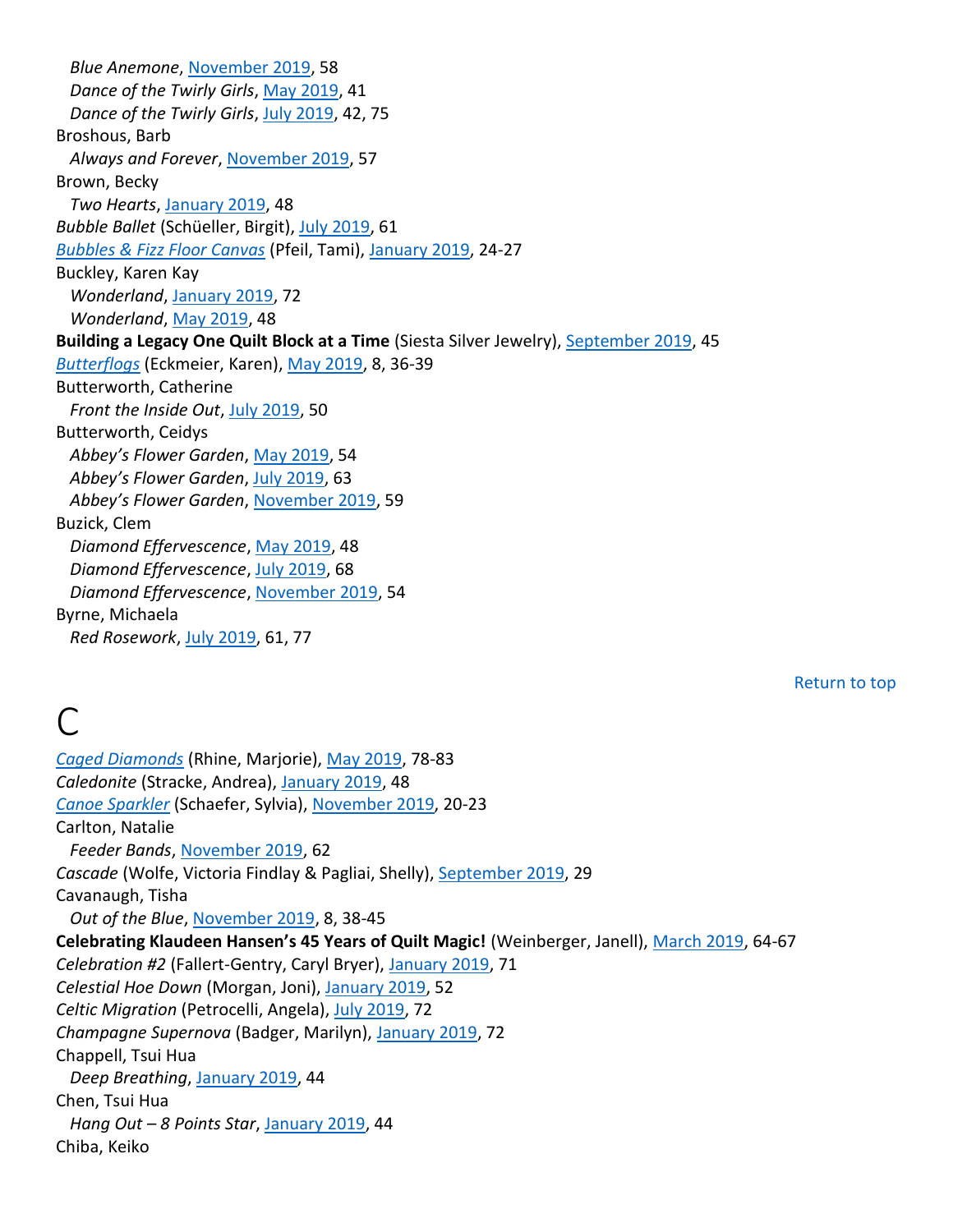*Blue Anemone*, November 2019, 58
*Dance of the Twirly Girls*, May 2019, 41
*Dance of the Twirly Girls*, July 2019, 42, 75
Broshous, Barb
*Always and Forever*, November 2019, 57
Brown, Becky
*Two Hearts*, January 2019, 48
*Bubble Ballet* (Schüeller, Birgit), July 2019, 61
*Bubbles & Fizz Floor Canvas* (Pfeil, Tami), January 2019, 24-27
Buckley, Karen Kay
*Wonderland*, January 2019, 72
*Wonderland*, May 2019, 48
**Building a Legacy One Quilt Block at a Time** (Siesta Silver Jewelry), September 2019, 45
*Butterflogs* (Eckmeier, Karen), May 2019, 8, 36-39
Butterworth, Catherine
*Front the Inside Out*, July 2019, 50
Butterworth, Ceidys
*Abbey's Flower Garden*, May 2019, 54
*Abbey's Flower Garden*, July 2019, 63
*Abbey's Flower Garden*, November 2019, 59
Buzick, Clem
*Diamond Effervescence*, May 2019, 48
*Diamond Effervescence*, July 2019, 68
*Diamond Effervescence*, November 2019, 54
Byrne, Michaela
*Red Rosework*, July 2019, 61, 77

Return to top

# C

*Caged Diamonds* (Rhine, Marjorie), May 2019, 78-83
*Caledonite* (Stracke, Andrea), January 2019, 48
*Canoe Sparkler* (Schaefer, Sylvia), November 2019, 20-23
Carlton, Natalie
*Feeder Bands*, November 2019, 62
*Cascade* (Wolfe, Victoria Findlay & Pagliai, Shelly), September 2019, 29
Cavanaugh, Tisha
*Out of the Blue*, November 2019, 8, 38-45
**Celebrating Klaudeen Hansen's 45 Years of Quilt Magic!** (Weinberger, Janell), March 2019, 64-67
*Celebration #2* (Fallert-Gentry, Caryl Bryer), January 2019, 71
*Celestial Hoe Down* (Morgan, Joni), January 2019, 52
*Celtic Migration* (Petrocelli, Angela), July 2019, 72
*Champagne Supernova* (Badger, Marilyn), January 2019, 72
Chappell, Tsui Hua
*Deep Breathing*, January 2019, 44
Chen, Tsui Hua
*Hang Out – 8 Points Star*, January 2019, 44
Chiba, Keiko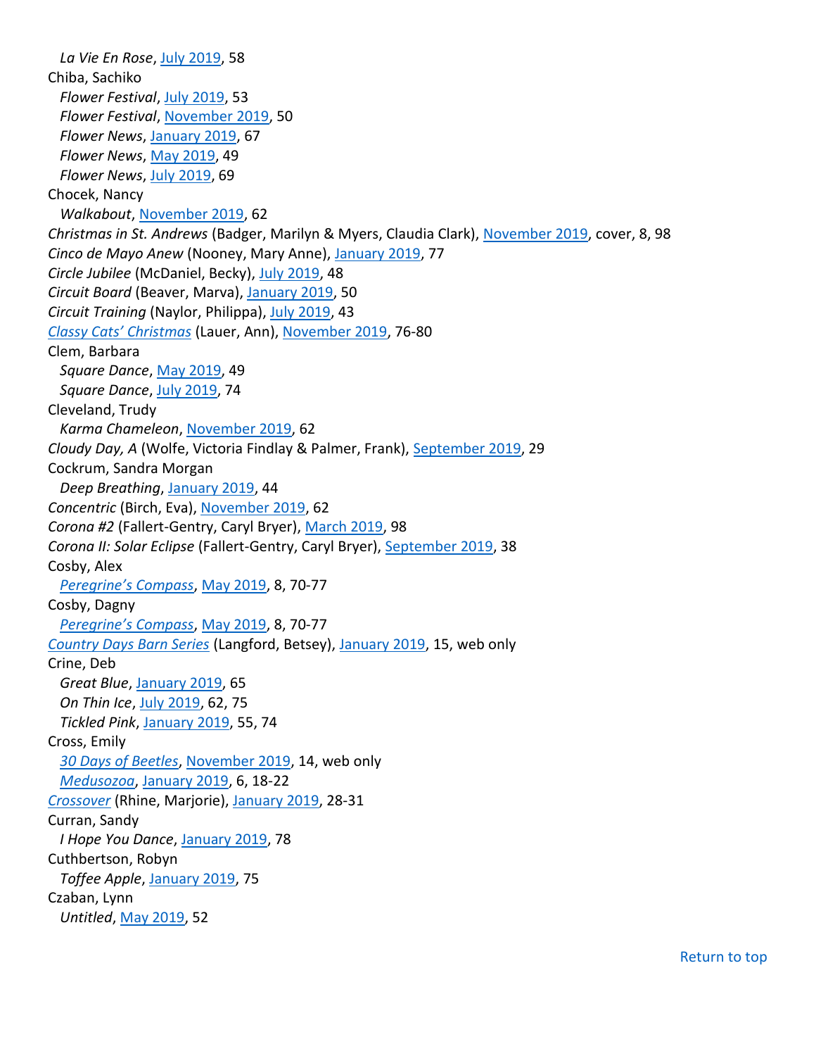*La Vie En Rose*, July 2019, 58
Chiba, Sachiko
*Flower Festival*, July 2019, 53
*Flower Festival*, November 2019, 50
*Flower News*, January 2019, 67
*Flower News*, May 2019, 49
*Flower News*, July 2019, 69
Chocek, Nancy
*Walkabout*, November 2019, 62
*Christmas in St. Andrews* (Badger, Marilyn & Myers, Claudia Clark), November 2019, cover, 8, 98
*Cinco de Mayo Anew* (Nooney, Mary Anne), January 2019, 77
*Circle Jubilee* (McDaniel, Becky), July 2019, 48
*Circuit Board* (Beaver, Marva), January 2019, 50
*Circuit Training* (Naylor, Philippa), July 2019, 43
*Classy Cats' Christmas* (Lauer, Ann), November 2019, 76-80
Clem, Barbara
*Square Dance*, May 2019, 49
*Square Dance*, July 2019, 74
Cleveland, Trudy
*Karma Chameleon*, November 2019, 62
*Cloudy Day, A* (Wolfe, Victoria Findlay & Palmer, Frank), September 2019, 29
Cockrum, Sandra Morgan
*Deep Breathing*, January 2019, 44
*Concentric* (Birch, Eva), November 2019, 62
*Corona #2* (Fallert-Gentry, Caryl Bryer), March 2019, 98
*Corona II: Solar Eclipse* (Fallert-Gentry, Caryl Bryer), September 2019, 38
Cosby, Alex
*Peregrine's Compass*, May 2019, 8, 70-77
Cosby, Dagny
*Peregrine's Compass*, May 2019, 8, 70-77
*Country Days Barn Series* (Langford, Betsey), January 2019, 15, web only
Crine, Deb
*Great Blue*, January 2019, 65
*On Thin Ice*, July 2019, 62, 75
*Tickled Pink*, January 2019, 55, 74
Cross, Emily
*30 Days of Beetles*, November 2019, 14, web only
*Medusozoa*, January 2019, 6, 18-22
*Crossover* (Rhine, Marjorie), January 2019, 28-31
Curran, Sandy
*I Hope You Dance*, January 2019, 78
Cuthbertson, Robyn
*Toffee Apple*, January 2019, 75
Czaban, Lynn
*Untitled*, May 2019, 52

Return to top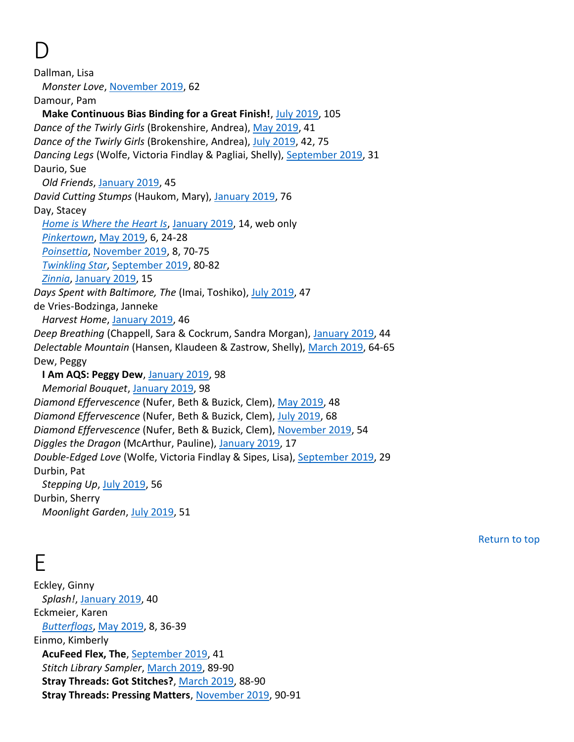# D

Dallman, Lisa
  *Monster Love*, November 2019, 62
Damour, Pam
  **Make Continuous Bias Binding for a Great Finish!**, July 2019, 105
*Dance of the Twirly Girls* (Brokenshire, Andrea), May 2019, 41
*Dance of the Twirly Girls* (Brokenshire, Andrea), July 2019, 42, 75
*Dancing Legs* (Wolfe, Victoria Findlay & Pagliai, Shelly), September 2019, 31
Daurio, Sue
  *Old Friends*, January 2019, 45
*David Cutting Stumps* (Haukom, Mary), January 2019, 76
Day, Stacey
  *Home is Where the Heart Is*, January 2019, 14, web only
  *Pinkertown*, May 2019, 6, 24-28
  *Poinsettia*, November 2019, 8, 70-75
  *Twinkling Star*, September 2019, 80-82
  *Zinnia*, January 2019, 15
*Days Spent with Baltimore, The* (Imai, Toshiko), July 2019, 47
de Vries-Bodzinga, Janneke
  *Harvest Home*, January 2019, 46
*Deep Breathing* (Chappell, Sara & Cockrum, Sandra Morgan), January 2019, 44
*Delectable Mountain* (Hansen, Klaudeen & Zastrow, Shelly), March 2019, 64-65
Dew, Peggy
  **I Am AQS: Peggy Dew**, January 2019, 98
  *Memorial Bouquet*, January 2019, 98
*Diamond Effervescence* (Nufer, Beth & Buzick, Clem), May 2019, 48
*Diamond Effervescence* (Nufer, Beth & Buzick, Clem), July 2019, 68
*Diamond Effervescence* (Nufer, Beth & Buzick, Clem), November 2019, 54
*Diggles the Dragon* (McArthur, Pauline), January 2019, 17
*Double-Edged Love* (Wolfe, Victoria Findlay & Sipes, Lisa), September 2019, 29
Durbin, Pat
  *Stepping Up*, July 2019, 56
Durbin, Sherry
  *Moonlight Garden*, July 2019, 51

Return to top

# E

Eckley, Ginny
  *Splash!*, January 2019, 40
Eckmeier, Karen
  *Butterflogs*, May 2019, 8, 36-39
Einmo, Kimberly
  **AcuFeed Flex, The**, September 2019, 41
  *Stitch Library Sampler*, March 2019, 89-90
  **Stray Threads: Got Stitches?**, March 2019, 88-90
  **Stray Threads: Pressing Matters**, November 2019, 90-91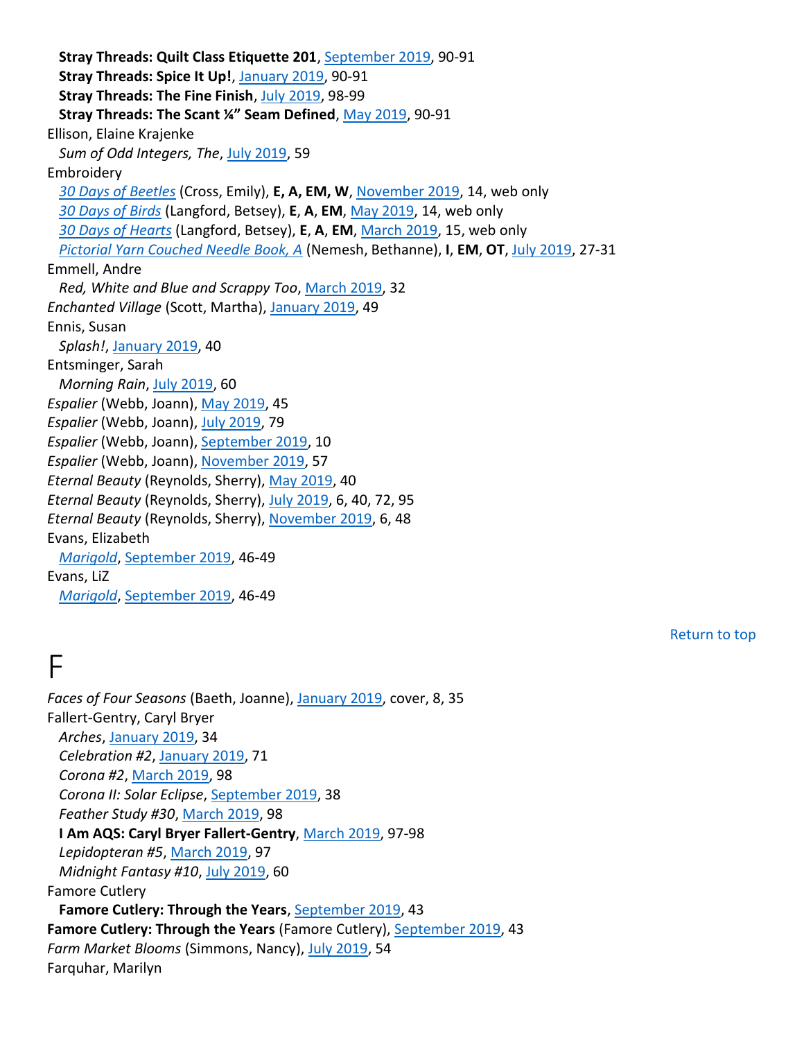**Stray Threads: Quilt Class Etiquette 201**, September 2019, 90-91
**Stray Threads: Spice It Up!**, January 2019, 90-91
**Stray Threads: The Fine Finish**, July 2019, 98-99
**Stray Threads: The Scant ¼" Seam Defined**, May 2019, 90-91

Ellison, Elaine Krajenke
*Sum of Odd Integers, The*, July 2019, 59

Embroidery
*30 Days of Beetles* (Cross, Emily), **E, A, EM, W**, November 2019, 14, web only
*30 Days of Birds* (Langford, Betsey), **E**, **A**, **EM**, May 2019, 14, web only
*30 Days of Hearts* (Langford, Betsey), **E**, **A**, **EM**, March 2019, 15, web only
*Pictorial Yarn Couched Needle Book, A* (Nemesh, Bethanne), **I**, **EM**, **OT**, July 2019, 27-31

Emmell, Andre
*Red, White and Blue and Scrappy Too*, March 2019, 32

*Enchanted Village* (Scott, Martha), January 2019, 49

Ennis, Susan
*Splash!*, January 2019, 40

Entsminger, Sarah
*Morning Rain*, July 2019, 60

*Espalier* (Webb, Joann), May 2019, 45
*Espalier* (Webb, Joann), July 2019, 79
*Espalier* (Webb, Joann), September 2019, 10
*Espalier* (Webb, Joann), November 2019, 57
*Eternal Beauty* (Reynolds, Sherry), May 2019, 40
*Eternal Beauty* (Reynolds, Sherry), July 2019, 6, 40, 72, 95
*Eternal Beauty* (Reynolds, Sherry), November 2019, 6, 48

Evans, Elizabeth
*Marigold*, September 2019, 46-49

Evans, LiZ
*Marigold*, September 2019, 46-49

Return to top

# F

*Faces of Four Seasons* (Baeth, Joanne), January 2019, cover, 8, 35

Fallert-Gentry, Caryl Bryer
*Arches*, January 2019, 34
*Celebration #2*, January 2019, 71
*Corona #2*, March 2019, 98
*Corona II: Solar Eclipse*, September 2019, 38
*Feather Study #30*, March 2019, 98
**I Am AQS: Caryl Bryer Fallert-Gentry**, March 2019, 97-98
*Lepidopteran #5*, March 2019, 97
*Midnight Fantasy #10*, July 2019, 60

Famore Cutlery
**Famore Cutlery: Through the Years**, September 2019, 43

**Famore Cutlery: Through the Years** (Famore Cutlery), September 2019, 43

*Farm Market Blooms* (Simmons, Nancy), July 2019, 54

Farquhar, Marilyn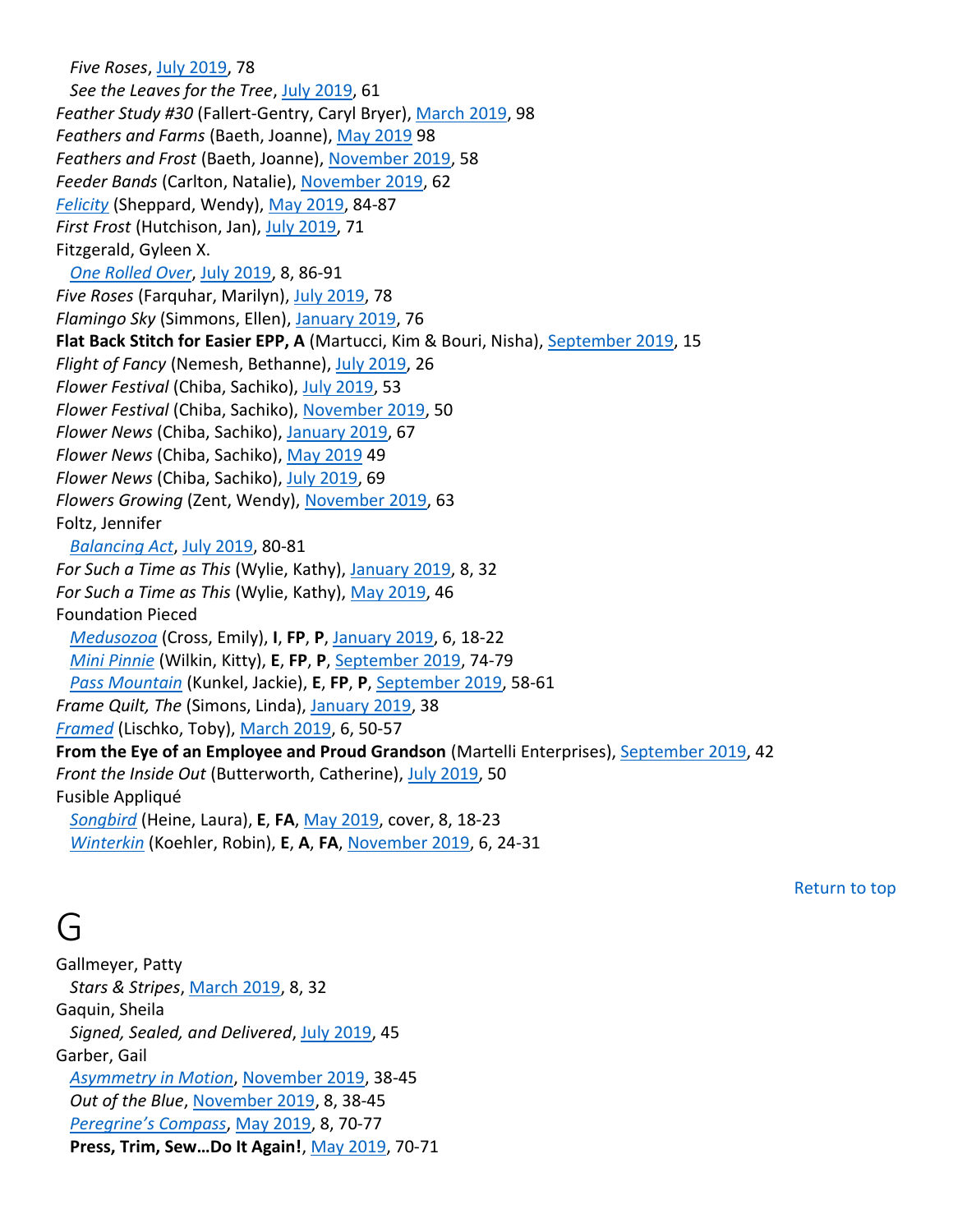*Five Roses*, July 2019, 78

*See the Leaves for the Tree*, July 2019, 61

*Feather Study #30* (Fallert-Gentry, Caryl Bryer), March 2019, 98

*Feathers and Farms* (Baeth, Joanne), May 2019 98

*Feathers and Frost* (Baeth, Joanne), November 2019, 58

*Feeder Bands* (Carlton, Natalie), November 2019, 62

*Felicity* (Sheppard, Wendy), May 2019, 84-87

*First Frost* (Hutchison, Jan), July 2019, 71

Fitzgerald, Gyleen X.

*One Rolled Over*, July 2019, 8, 86-91

*Five Roses* (Farquhar, Marilyn), July 2019, 78

*Flamingo Sky* (Simmons, Ellen), January 2019, 76

**Flat Back Stitch for Easier EPP, A** (Martucci, Kim & Bouri, Nisha), September 2019, 15

*Flight of Fancy* (Nemesh, Bethanne), July 2019, 26

*Flower Festival* (Chiba, Sachiko), July 2019, 53

*Flower Festival* (Chiba, Sachiko), November 2019, 50

*Flower News* (Chiba, Sachiko), January 2019, 67

*Flower News* (Chiba, Sachiko), May 2019 49

*Flower News* (Chiba, Sachiko), July 2019, 69

*Flowers Growing* (Zent, Wendy), November 2019, 63

Foltz, Jennifer

*Balancing Act*, July 2019, 80-81

*For Such a Time as This* (Wylie, Kathy), January 2019, 8, 32

*For Such a Time as This* (Wylie, Kathy), May 2019, 46

Foundation Pieced

*Medusozoa* (Cross, Emily), **I**, **FP**, **P**, January 2019, 6, 18-22

*Mini Pinnie* (Wilkin, Kitty), **E**, **FP**, **P**, September 2019, 74-79

*Pass Mountain* (Kunkel, Jackie), **E**, **FP**, **P**, September 2019, 58-61

*Frame Quilt, The* (Simons, Linda), January 2019, 38

*Framed* (Lischko, Toby), March 2019, 6, 50-57

**From the Eye of an Employee and Proud Grandson** (Martelli Enterprises), September 2019, 42

*Front the Inside Out* (Butterworth, Catherine), July 2019, 50

Fusible Appliqué

*Songbird* (Heine, Laura), **E**, **FA**, May 2019, cover, 8, 18-23

*Winterkin* (Koehler, Robin), **E**, **A**, **FA**, November 2019, 6, 24-31

Return to top

# G

Gallmeyer, Patty

*Stars & Stripes*, March 2019, 8, 32

Gaquin, Sheila

*Signed, Sealed, and Delivered*, July 2019, 45

Garber, Gail

*Asymmetry in Motion*, November 2019, 38-45

*Out of the Blue*, November 2019, 8, 38-45

*Peregrine's Compass*, May 2019, 8, 70-77

**Press, Trim, Sew…Do It Again!**, May 2019, 70-71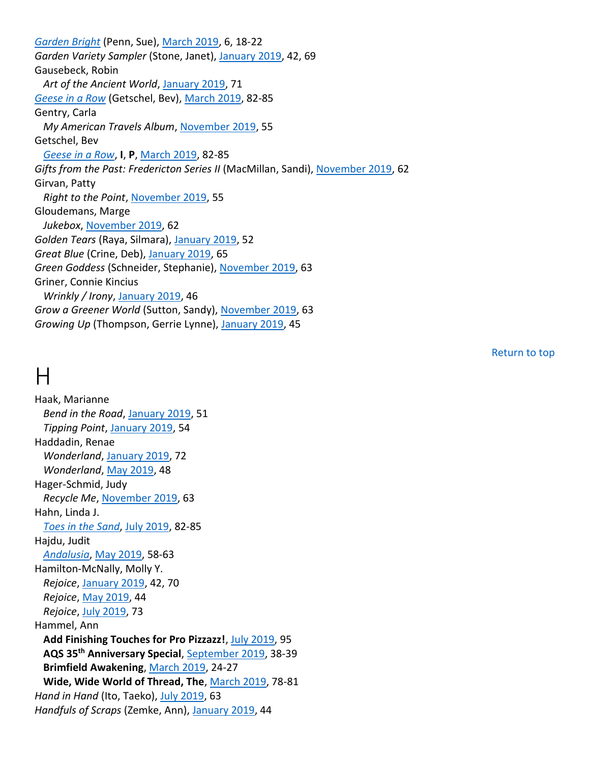*Garden Bright* (Penn, Sue), March 2019, 6, 18-22
*Garden Variety Sampler* (Stone, Janet), January 2019, 42, 69
Gausebeck, Robin
  *Art of the Ancient World*, January 2019, 71
*Geese in a Row* (Getschel, Bev), March 2019, 82-85
Gentry, Carla
  *My American Travels Album*, November 2019, 55
Getschel, Bev
  *Geese in a Row*, **I**, **P**, March 2019, 82-85
*Gifts from the Past: Fredericton Series II* (MacMillan, Sandi), November 2019, 62
Girvan, Patty
  *Right to the Point*, November 2019, 55
Gloudemans, Marge
  *Jukebox*, November 2019, 62
*Golden Tears* (Raya, Silmara), January 2019, 52
*Great Blue* (Crine, Deb), January 2019, 65
*Green Goddess* (Schneider, Stephanie), November 2019, 63
Griner, Connie Kincius
  *Wrinkly / Irony*, January 2019, 46
*Grow a Greener World* (Sutton, Sandy), November 2019, 63
*Growing Up* (Thompson, Gerrie Lynne), January 2019, 45

Return to top

# H

Haak, Marianne
  *Bend in the Road*, January 2019, 51
  *Tipping Point*, January 2019, 54
Haddadin, Renae
  *Wonderland*, January 2019, 72
  *Wonderland*, May 2019, 48
Hager-Schmid, Judy
  *Recycle Me*, November 2019, 63
Hahn, Linda J.
  *Toes in the Sand*, July 2019, 82-85
Hajdu, Judit
  *Andalusia*, May 2019, 58-63
Hamilton-McNally, Molly Y.
  *Rejoice*, January 2019, 42, 70
  *Rejoice*, May 2019, 44
  *Rejoice*, July 2019, 73
Hammel, Ann
  **Add Finishing Touches for Pro Pizzazz!**, July 2019, 95
  **AQS 35th Anniversary Special**, September 2019, 38-39
  **Brimfield Awakening**, March 2019, 24-27
  **Wide, Wide World of Thread, The**, March 2019, 78-81
*Hand in Hand* (Ito, Taeko), July 2019, 63
*Handfuls of Scraps* (Zemke, Ann), January 2019, 44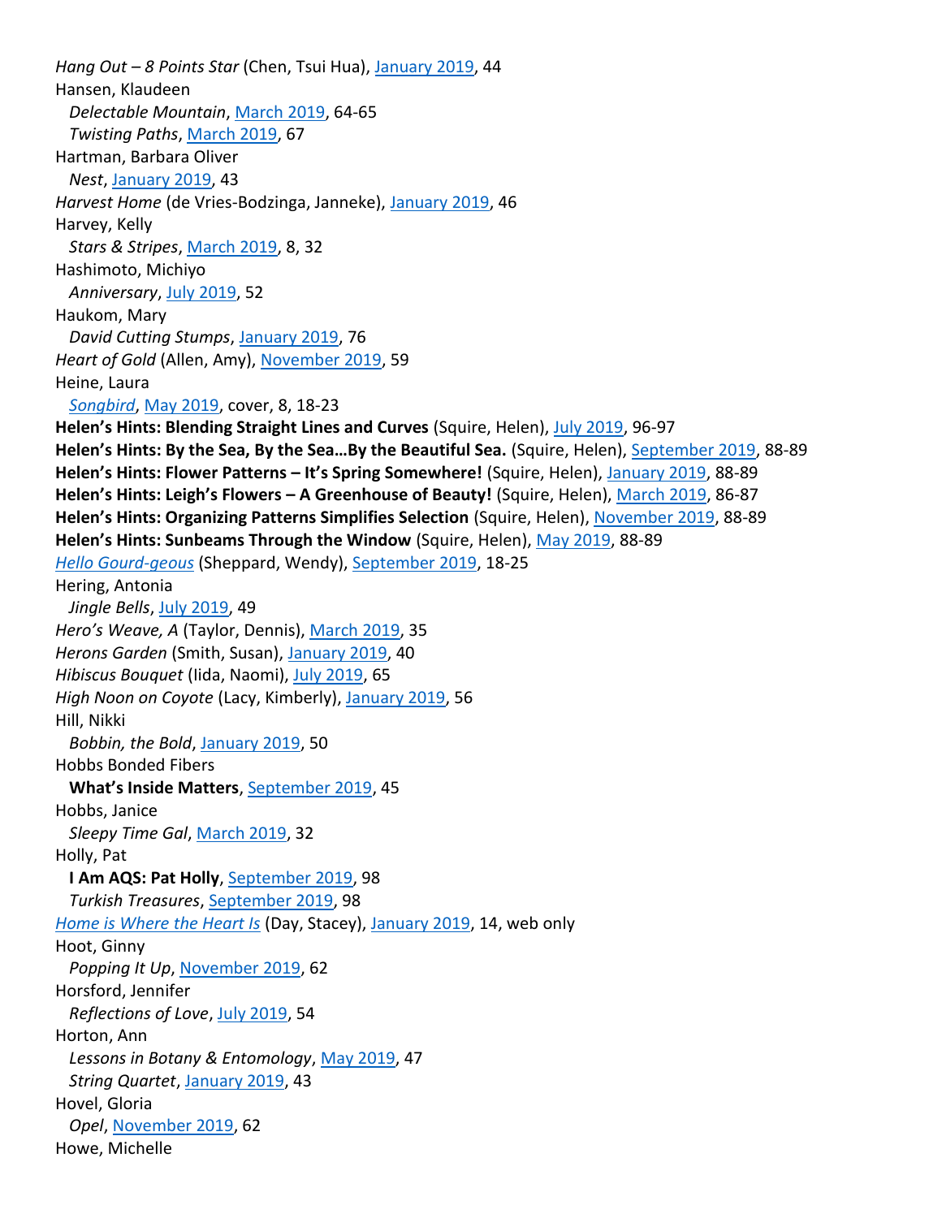*Hang Out – 8 Points Star* (Chen, Tsui Hua), January 2019, 44
Hansen, Klaudeen
  *Delectable Mountain*, March 2019, 64-65
  *Twisting Paths*, March 2019, 67
Hartman, Barbara Oliver
  *Nest*, January 2019, 43
*Harvest Home* (de Vries-Bodzinga, Janneke), January 2019, 46
Harvey, Kelly
  *Stars & Stripes*, March 2019, 8, 32
Hashimoto, Michiyo
  *Anniversary*, July 2019, 52
Haukom, Mary
  *David Cutting Stumps*, January 2019, 76
*Heart of Gold* (Allen, Amy), November 2019, 59
Heine, Laura
  *Songbird*, May 2019, cover, 8, 18-23
**Helen's Hints: Blending Straight Lines and Curves** (Squire, Helen), July 2019, 96-97
**Helen's Hints: By the Sea, By the Sea…By the Beautiful Sea.** (Squire, Helen), September 2019, 88-89
**Helen's Hints: Flower Patterns – It's Spring Somewhere!** (Squire, Helen), January 2019, 88-89
**Helen's Hints: Leigh's Flowers – A Greenhouse of Beauty!** (Squire, Helen), March 2019, 86-87
**Helen's Hints: Organizing Patterns Simplifies Selection** (Squire, Helen), November 2019, 88-89
**Helen's Hints: Sunbeams Through the Window** (Squire, Helen), May 2019, 88-89
*Hello Gourd-geous* (Sheppard, Wendy), September 2019, 18-25
Hering, Antonia
  *Jingle Bells*, July 2019, 49
*Hero's Weave, A* (Taylor, Dennis), March 2019, 35
*Herons Garden* (Smith, Susan), January 2019, 40
*Hibiscus Bouquet* (Iida, Naomi), July 2019, 65
*High Noon on Coyote* (Lacy, Kimberly), January 2019, 56
Hill, Nikki
  *Bobbin, the Bold*, January 2019, 50
Hobbs Bonded Fibers
  **What's Inside Matters**, September 2019, 45
Hobbs, Janice
  *Sleepy Time Gal*, March 2019, 32
Holly, Pat
  **I Am AQS: Pat Holly**, September 2019, 98
  *Turkish Treasures*, September 2019, 98
*Home is Where the Heart Is* (Day, Stacey), January 2019, 14, web only
Hoot, Ginny
  *Popping It Up*, November 2019, 62
Horsford, Jennifer
  *Reflections of Love*, July 2019, 54
Horton, Ann
  *Lessons in Botany & Entomology*, May 2019, 47
  *String Quartet*, January 2019, 43
Hovel, Gloria
  *Opel*, November 2019, 62
Howe, Michelle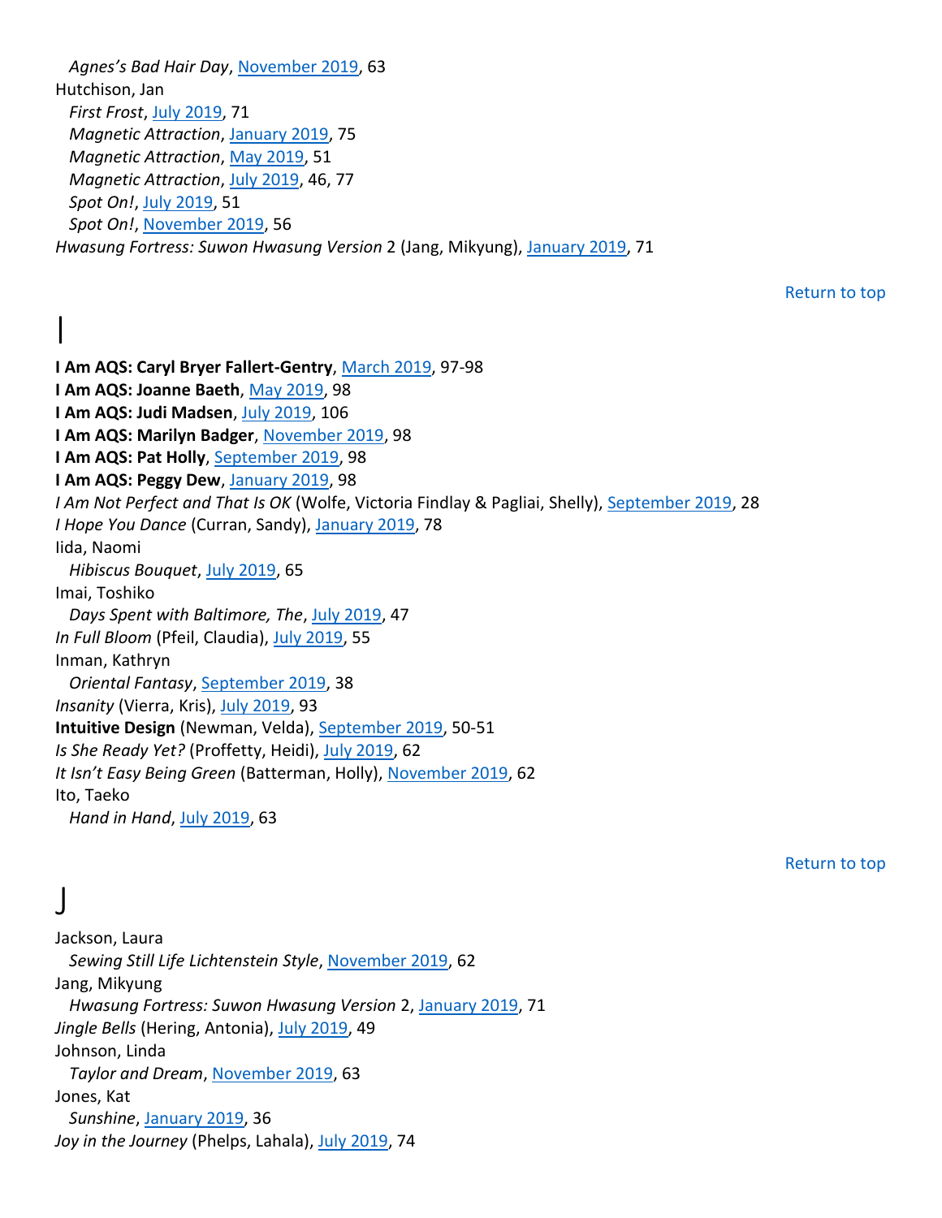*Agnes's Bad Hair Day*, November 2019, 63

Hutchison, Jan

*First Frost*, July 2019, 71

*Magnetic Attraction*, January 2019, 75

*Magnetic Attraction*, May 2019, 51

*Magnetic Attraction*, July 2019, 46, 77

*Spot On!*, July 2019, 51

*Spot On!*, November 2019, 56

*Hwasung Fortress: Suwon Hwasung Version* 2 (Jang, Mikyung), January 2019, 71

Return to top

# I

**I Am AQS: Caryl Bryer Fallert-Gentry**, March 2019, 97-98

**I Am AQS: Joanne Baeth**, May 2019, 98

**I Am AQS: Judi Madsen**, July 2019, 106

**I Am AQS: Marilyn Badger**, November 2019, 98

**I Am AQS: Pat Holly**, September 2019, 98

**I Am AQS: Peggy Dew**, January 2019, 98

*I Am Not Perfect and That Is OK* (Wolfe, Victoria Findlay & Pagliai, Shelly), September 2019, 28

*I Hope You Dance* (Curran, Sandy), January 2019, 78

Iida, Naomi

*Hibiscus Bouquet*, July 2019, 65

Imai, Toshiko

*Days Spent with Baltimore, The*, July 2019, 47

*In Full Bloom* (Pfeil, Claudia), July 2019, 55

Inman, Kathryn

*Oriental Fantasy*, September 2019, 38

*Insanity* (Vierra, Kris), July 2019, 93

**Intuitive Design** (Newman, Velda), September 2019, 50-51

*Is She Ready Yet?* (Proffetty, Heidi), July 2019, 62

*It Isn't Easy Being Green* (Batterman, Holly), November 2019, 62

Ito, Taeko

*Hand in Hand*, July 2019, 63

Return to top

# J

Jackson, Laura

*Sewing Still Life Lichtenstein Style*, November 2019, 62

Jang, Mikyung

*Hwasung Fortress: Suwon Hwasung Version* 2, January 2019, 71

*Jingle Bells* (Hering, Antonia), July 2019, 49

Johnson, Linda

*Taylor and Dream*, November 2019, 63

Jones, Kat

*Sunshine*, January 2019, 36

*Joy in the Journey* (Phelps, Lahala), July 2019, 74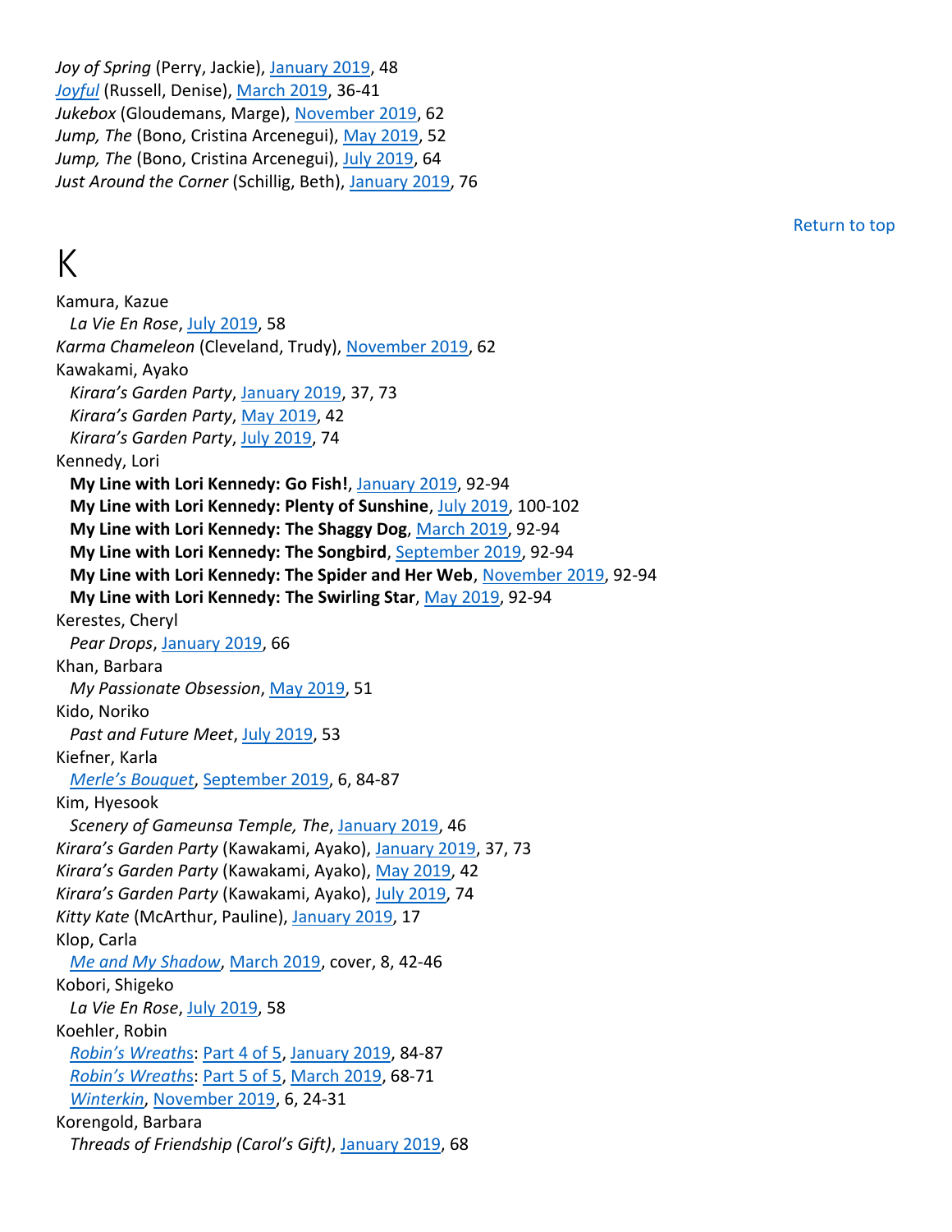*Joy of Spring* (Perry, Jackie), January 2019, 48
*Joyful* (Russell, Denise), March 2019, 36-41
*Jukebox* (Gloudemans, Marge), November 2019, 62
*Jump, The* (Bono, Cristina Arcenegui), May 2019, 52
*Jump, The* (Bono, Cristina Arcenegui), July 2019, 64
*Just Around the Corner* (Schillig, Beth), January 2019, 76

Return to top

# K

Kamura, Kazue
  *La Vie En Rose*, July 2019, 58
*Karma Chameleon* (Cleveland, Trudy), November 2019, 62
Kawakami, Ayako
  *Kirara's Garden Party*, January 2019, 37, 73
  *Kirara's Garden Party*, May 2019, 42
  *Kirara's Garden Party*, July 2019, 74
Kennedy, Lori
  **My Line with Lori Kennedy: Go Fish!**, January 2019, 92-94
  **My Line with Lori Kennedy: Plenty of Sunshine**, July 2019, 100-102
  **My Line with Lori Kennedy: The Shaggy Dog**, March 2019, 92-94
  **My Line with Lori Kennedy: The Songbird**, September 2019, 92-94
  **My Line with Lori Kennedy: The Spider and Her Web**, November 2019, 92-94
  **My Line with Lori Kennedy: The Swirling Star**, May 2019, 92-94
Kerestes, Cheryl
  *Pear Drops*, January 2019, 66
Khan, Barbara
  *My Passionate Obsession*, May 2019, 51
Kido, Noriko
  *Past and Future Meet*, July 2019, 53
Kiefner, Karla
  *Merle's Bouquet*, September 2019, 6, 84-87
Kim, Hyesook
  *Scenery of Gameunsa Temple, The*, January 2019, 46
*Kirara's Garden Party* (Kawakami, Ayako), January 2019, 37, 73
*Kirara's Garden Party* (Kawakami, Ayako), May 2019, 42
*Kirara's Garden Party* (Kawakami, Ayako), July 2019, 74
*Kitty Kate* (McArthur, Pauline), January 2019, 17
Klop, Carla
  *Me and My Shadow*, March 2019, cover, 8, 42-46
Kobori, Shigeko
  *La Vie En Rose*, July 2019, 58
Koehler, Robin
  *Robin's Wreaths*: Part 4 of 5, January 2019, 84-87
  *Robin's Wreaths*: Part 5 of 5, March 2019, 68-71
  *Winterkin*, November 2019, 6, 24-31
Korengold, Barbara
  *Threads of Friendship (Carol's Gift)*, January 2019, 68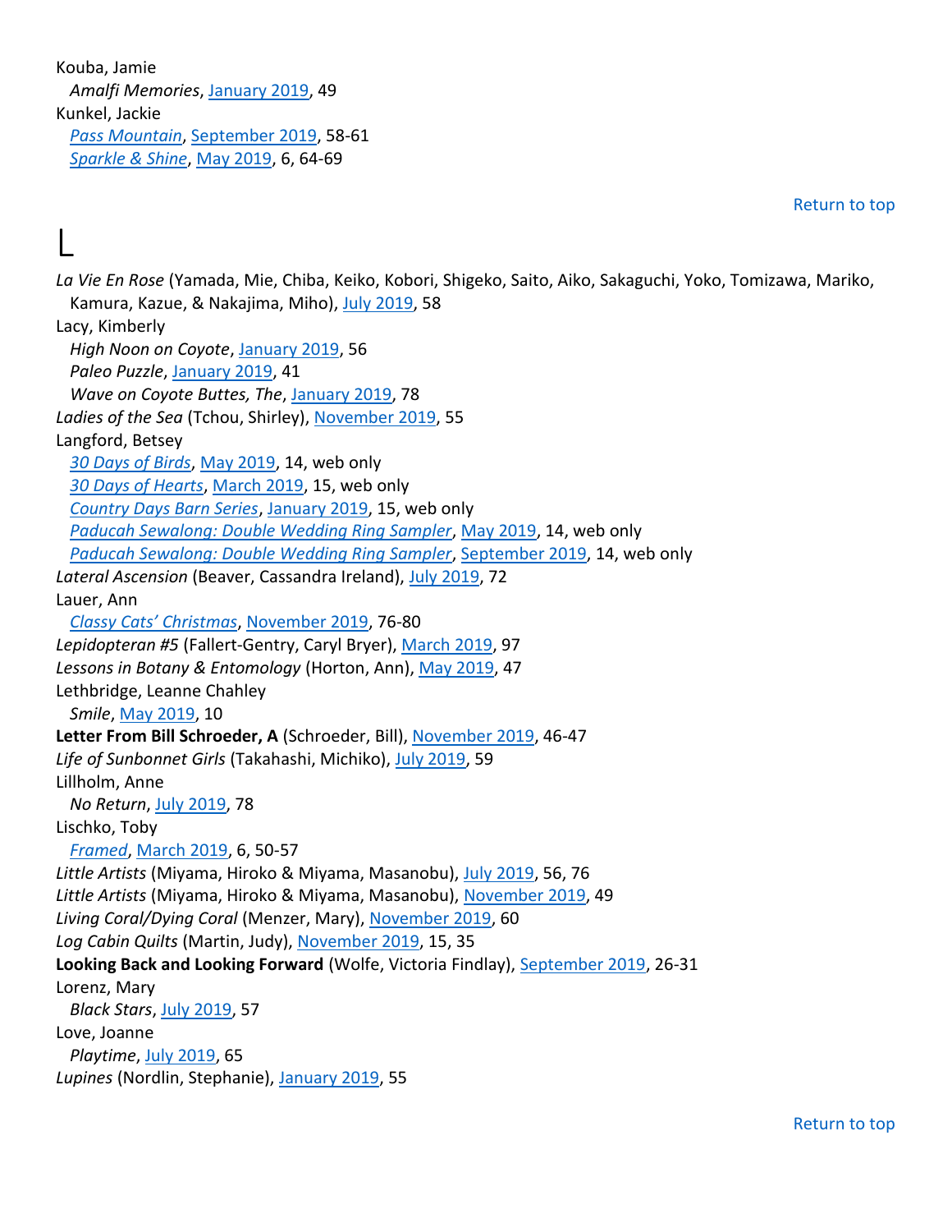Kouba, Jamie
  *Amalfi Memories*, January 2019, 49
Kunkel, Jackie
  *Pass Mountain*, September 2019, 58-61
  *Sparkle & Shine*, May 2019, 6, 64-69

Return to top

# L

*La Vie En Rose* (Yamada, Mie, Chiba, Keiko, Kobori, Shigeko, Saito, Aiko, Sakaguchi, Yoko, Tomizawa, Mariko, Kamura, Kazue, & Nakajima, Miho), July 2019, 58
Lacy, Kimberly
  *High Noon on Coyote*, January 2019, 56
  *Paleo Puzzle*, January 2019, 41
  *Wave on Coyote Buttes, The*, January 2019, 78
*Ladies of the Sea* (Tchou, Shirley), November 2019, 55
Langford, Betsey
  *30 Days of Birds*, May 2019, 14, web only
  *30 Days of Hearts*, March 2019, 15, web only
  *Country Days Barn Series*, January 2019, 15, web only
  *Paducah Sewalong: Double Wedding Ring Sampler*, May 2019, 14, web only
  *Paducah Sewalong: Double Wedding Ring Sampler*, September 2019, 14, web only
*Lateral Ascension* (Beaver, Cassandra Ireland), July 2019, 72
Lauer, Ann
  *Classy Cats' Christmas*, November 2019, 76-80
*Lepidopteran #5* (Fallert-Gentry, Caryl Bryer), March 2019, 97
*Lessons in Botany & Entomology* (Horton, Ann), May 2019, 47
Lethbridge, Leanne Chahley
  *Smile*, May 2019, 10
**Letter From Bill Schroeder, A** (Schroeder, Bill), November 2019, 46-47
*Life of Sunbonnet Girls* (Takahashi, Michiko), July 2019, 59
Lillholm, Anne
  *No Return*, July 2019, 78
Lischko, Toby
  *Framed*, March 2019, 6, 50-57
*Little Artists* (Miyama, Hiroko & Miyama, Masanobu), July 2019, 56, 76
*Little Artists* (Miyama, Hiroko & Miyama, Masanobu), November 2019, 49
*Living Coral/Dying Coral* (Menzer, Mary), November 2019, 60
*Log Cabin Quilts* (Martin, Judy), November 2019, 15, 35
**Looking Back and Looking Forward** (Wolfe, Victoria Findlay), September 2019, 26-31
Lorenz, Mary
  *Black Stars*, July 2019, 57
Love, Joanne
  *Playtime*, July 2019, 65
*Lupines* (Nordlin, Stephanie), January 2019, 55

Return to top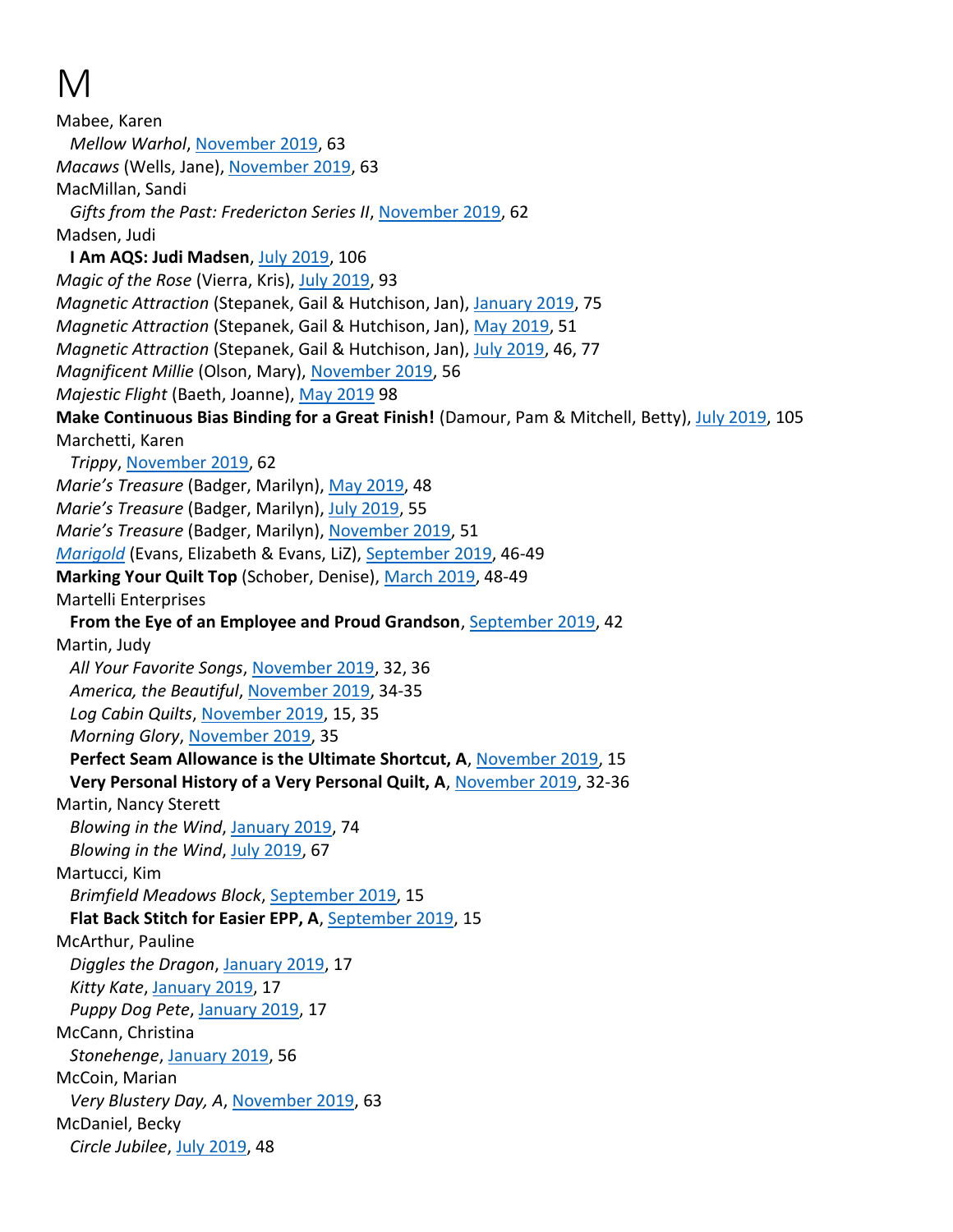# M

Mabee, Karen
  *Mellow Warhol*, November 2019, 63
*Macaws* (Wells, Jane), November 2019, 63
MacMillan, Sandi
  *Gifts from the Past: Fredericton Series II*, November 2019, 62
Madsen, Judi
  **I Am AQS: Judi Madsen**, July 2019, 106
*Magic of the Rose* (Vierra, Kris), July 2019, 93
*Magnetic Attraction* (Stepanek, Gail & Hutchison, Jan), January 2019, 75
*Magnetic Attraction* (Stepanek, Gail & Hutchison, Jan), May 2019, 51
*Magnetic Attraction* (Stepanek, Gail & Hutchison, Jan), July 2019, 46, 77
*Magnificent Millie* (Olson, Mary), November 2019, 56
*Majestic Flight* (Baeth, Joanne), May 2019 98
**Make Continuous Bias Binding for a Great Finish!** (Damour, Pam & Mitchell, Betty), July 2019, 105
Marchetti, Karen
  *Trippy*, November 2019, 62
*Marie's Treasure* (Badger, Marilyn), May 2019, 48
*Marie's Treasure* (Badger, Marilyn), July 2019, 55
*Marie's Treasure* (Badger, Marilyn), November 2019, 51
*Marigold* (Evans, Elizabeth & Evans, LiZ), September 2019, 46-49
**Marking Your Quilt Top** (Schober, Denise), March 2019, 48-49
Martelli Enterprises
  **From the Eye of an Employee and Proud Grandson**, September 2019, 42
Martin, Judy
  *All Your Favorite Songs*, November 2019, 32, 36
  *America, the Beautiful*, November 2019, 34-35
  *Log Cabin Quilts*, November 2019, 15, 35
  *Morning Glory*, November 2019, 35
  **Perfect Seam Allowance is the Ultimate Shortcut, A**, November 2019, 15
  **Very Personal History of a Very Personal Quilt, A**, November 2019, 32-36
Martin, Nancy Sterett
  *Blowing in the Wind*, January 2019, 74
  *Blowing in the Wind*, July 2019, 67
Martucci, Kim
  *Brimfield Meadows Block*, September 2019, 15
  **Flat Back Stitch for Easier EPP, A**, September 2019, 15
McArthur, Pauline
  *Diggles the Dragon*, January 2019, 17
  *Kitty Kate*, January 2019, 17
  *Puppy Dog Pete*, January 2019, 17
McCann, Christina
  *Stonehenge*, January 2019, 56
McCoin, Marian
  *Very Blustery Day, A*, November 2019, 63
McDaniel, Becky
  *Circle Jubilee*, July 2019, 48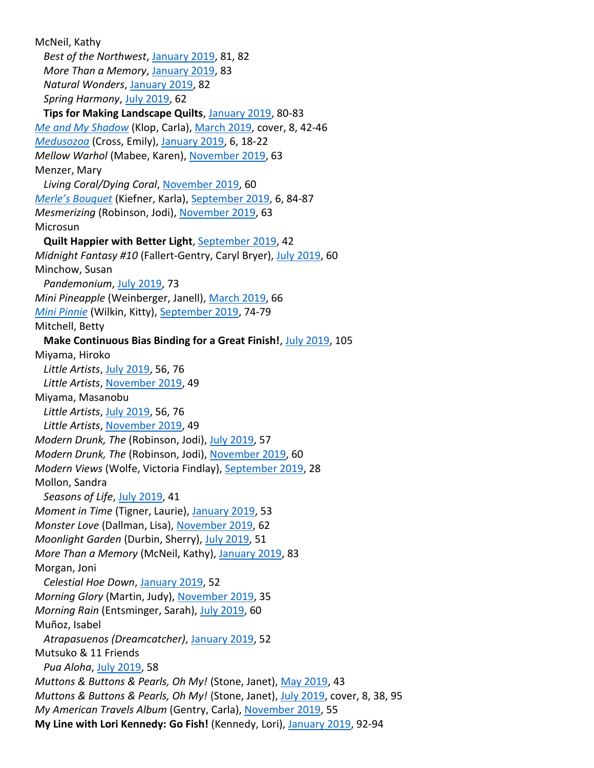McNeil, Kathy

  *Best of the Northwest*, January 2019, 81, 82

  *More Than a Memory*, January 2019, 83

  *Natural Wonders*, January 2019, 82

  *Spring Harmony*, July 2019, 62

  **Tips for Making Landscape Quilts**, January 2019, 80-83

*Me and My Shadow* (Klop, Carla), March 2019, cover, 8, 42-46

*Medusozoa* (Cross, Emily), January 2019, 6, 18-22

*Mellow Warhol* (Mabee, Karen), November 2019, 63

Menzer, Mary

  *Living Coral/Dying Coral*, November 2019, 60

*Merle's Bouquet* (Kiefner, Karla), September 2019, 6, 84-87

*Mesmerizing* (Robinson, Jodi), November 2019, 63

Microsun

  **Quilt Happier with Better Light**, September 2019, 42

*Midnight Fantasy #10* (Fallert-Gentry, Caryl Bryer), July 2019, 60

Minchow, Susan

  *Pandemonium*, July 2019, 73

*Mini Pineapple* (Weinberger, Janell), March 2019, 66

*Mini Pinnie* (Wilkin, Kitty), September 2019, 74-79

Mitchell, Betty

  **Make Continuous Bias Binding for a Great Finish!**, July 2019, 105

Miyama, Hiroko

  *Little Artists*, July 2019, 56, 76

  *Little Artists*, November 2019, 49

Miyama, Masanobu

  *Little Artists*, July 2019, 56, 76

  *Little Artists*, November 2019, 49

*Modern Drunk, The* (Robinson, Jodi), July 2019, 57

*Modern Drunk, The* (Robinson, Jodi), November 2019, 60

*Modern Views* (Wolfe, Victoria Findlay), September 2019, 28

Mollon, Sandra

  *Seasons of Life*, July 2019, 41

*Moment in Time* (Tigner, Laurie), January 2019, 53

*Monster Love* (Dallman, Lisa), November 2019, 62

*Moonlight Garden* (Durbin, Sherry), July 2019, 51

*More Than a Memory* (McNeil, Kathy), January 2019, 83

Morgan, Joni

  *Celestial Hoe Down*, January 2019, 52

*Morning Glory* (Martin, Judy), November 2019, 35

*Morning Rain* (Entsminger, Sarah), July 2019, 60

Muñoz, Isabel

  *Atrapasuenos (Dreamcatcher)*, January 2019, 52

Mutsuko & 11 Friends

  *Pua Aloha*, July 2019, 58

*Muttons & Buttons & Pearls, Oh My!* (Stone, Janet), May 2019, 43

*Muttons & Buttons & Pearls, Oh My!* (Stone, Janet), July 2019, cover, 8, 38, 95

*My American Travels Album* (Gentry, Carla), November 2019, 55

**My Line with Lori Kennedy: Go Fish!** (Kennedy, Lori), January 2019, 92-94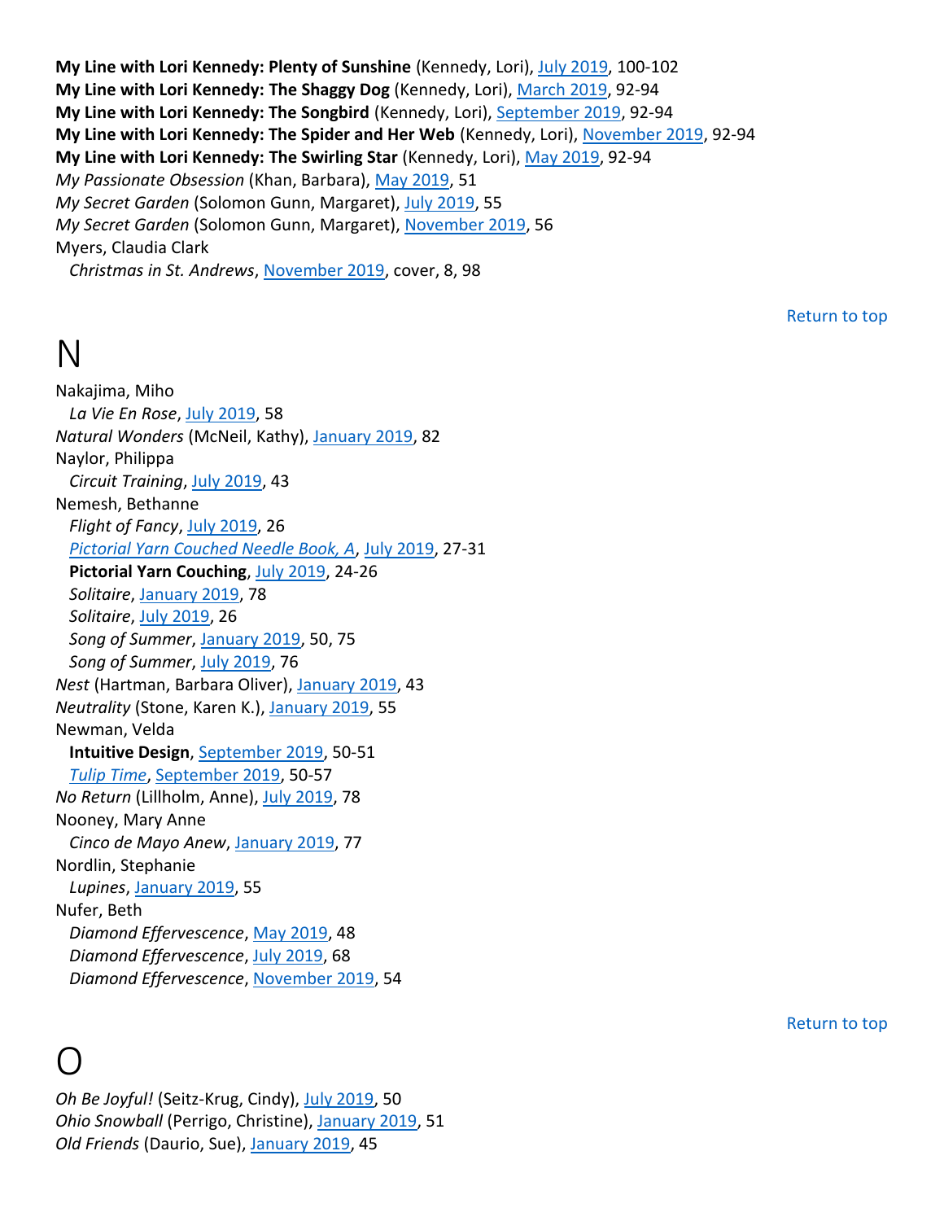**My Line with Lori Kennedy: Plenty of Sunshine** (Kennedy, Lori), July 2019, 100-102
**My Line with Lori Kennedy: The Shaggy Dog** (Kennedy, Lori), March 2019, 92-94
**My Line with Lori Kennedy: The Songbird** (Kennedy, Lori), September 2019, 92-94
**My Line with Lori Kennedy: The Spider and Her Web** (Kennedy, Lori), November 2019, 92-94
**My Line with Lori Kennedy: The Swirling Star** (Kennedy, Lori), May 2019, 92-94
*My Passionate Obsession* (Khan, Barbara), May 2019, 51
*My Secret Garden* (Solomon Gunn, Margaret), July 2019, 55
*My Secret Garden* (Solomon Gunn, Margaret), November 2019, 56
Myers, Claudia Clark
  *Christmas in St. Andrews*, November 2019, cover, 8, 98

Return to top

# N

Nakajima, Miho
  *La Vie En Rose*, July 2019, 58
*Natural Wonders* (McNeil, Kathy), January 2019, 82
Naylor, Philippa
  *Circuit Training*, July 2019, 43
Nemesh, Bethanne
  *Flight of Fancy*, July 2019, 26
  *Pictorial Yarn Couched Needle Book, A*, July 2019, 27-31
  **Pictorial Yarn Couching**, July 2019, 24-26
  *Solitaire*, January 2019, 78
  *Solitaire*, July 2019, 26
  *Song of Summer*, January 2019, 50, 75
  *Song of Summer*, July 2019, 76
*Nest* (Hartman, Barbara Oliver), January 2019, 43
*Neutrality* (Stone, Karen K.), January 2019, 55
Newman, Velda
  **Intuitive Design**, September 2019, 50-51
  *Tulip Time*, September 2019, 50-57
*No Return* (Lillholm, Anne), July 2019, 78
Nooney, Mary Anne
  *Cinco de Mayo Anew*, January 2019, 77
Nordlin, Stephanie
  *Lupines*, January 2019, 55
Nufer, Beth
  *Diamond Effervescence*, May 2019, 48
  *Diamond Effervescence*, July 2019, 68
  *Diamond Effervescence*, November 2019, 54

Return to top

# O

*Oh Be Joyful!* (Seitz-Krug, Cindy), July 2019, 50
*Ohio Snowball* (Perrigo, Christine), January 2019, 51
*Old Friends* (Daurio, Sue), January 2019, 45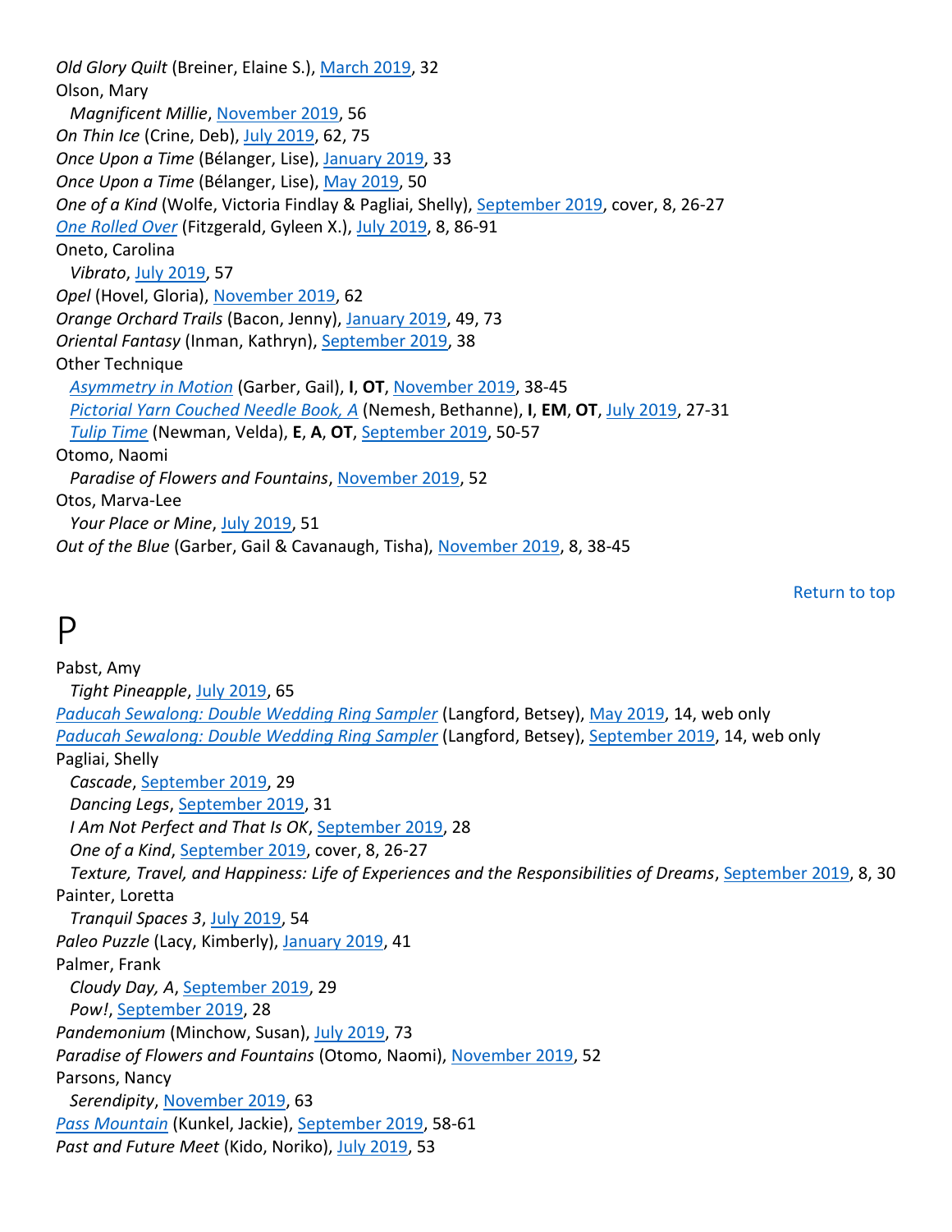*Old Glory Quilt* (Breiner, Elaine S.), March 2019, 32
Olson, Mary
  *Magnificent Millie*, November 2019, 56
*On Thin Ice* (Crine, Deb), July 2019, 62, 75
*Once Upon a Time* (Bélanger, Lise), January 2019, 33
*Once Upon a Time* (Bélanger, Lise), May 2019, 50
*One of a Kind* (Wolfe, Victoria Findlay & Pagliai, Shelly), September 2019, cover, 8, 26-27
*One Rolled Over* (Fitzgerald, Gyleen X.), July 2019, 8, 86-91
Oneto, Carolina
  *Vibrato*, July 2019, 57
*Opel* (Hovel, Gloria), November 2019, 62
*Orange Orchard Trails* (Bacon, Jenny), January 2019, 49, 73
*Oriental Fantasy* (Inman, Kathryn), September 2019, 38
Other Technique
  *Asymmetry in Motion* (Garber, Gail), **I**, **OT**, November 2019, 38-45
  *Pictorial Yarn Couched Needle Book, A* (Nemesh, Bethanne), **I**, **EM**, **OT**, July 2019, 27-31
  *Tulip Time* (Newman, Velda), **E**, **A**, **OT**, September 2019, 50-57
Otomo, Naomi
  *Paradise of Flowers and Fountains*, November 2019, 52
Otos, Marva-Lee
  *Your Place or Mine*, July 2019, 51
*Out of the Blue* (Garber, Gail & Cavanaugh, Tisha), November 2019, 8, 38-45

Return to top

# P

Pabst, Amy
  *Tight Pineapple*, July 2019, 65
*Paducah Sewalong: Double Wedding Ring Sampler* (Langford, Betsey), May 2019, 14, web only
*Paducah Sewalong: Double Wedding Ring Sampler* (Langford, Betsey), September 2019, 14, web only
Pagliai, Shelly
  *Cascade*, September 2019, 29
  *Dancing Legs*, September 2019, 31
  *I Am Not Perfect and That Is OK*, September 2019, 28
  *One of a Kind*, September 2019, cover, 8, 26-27
  *Texture, Travel, and Happiness: Life of Experiences and the Responsibilities of Dreams*, September 2019, 8, 30
Painter, Loretta
  *Tranquil Spaces 3*, July 2019, 54
*Paleo Puzzle* (Lacy, Kimberly), January 2019, 41
Palmer, Frank
  *Cloudy Day, A*, September 2019, 29
  *Pow!*, September 2019, 28
*Pandemonium* (Minchow, Susan), July 2019, 73
*Paradise of Flowers and Fountains* (Otomo, Naomi), November 2019, 52
Parsons, Nancy
  *Serendipity*, November 2019, 63
*Pass Mountain* (Kunkel, Jackie), September 2019, 58-61
*Past and Future Meet* (Kido, Noriko), July 2019, 53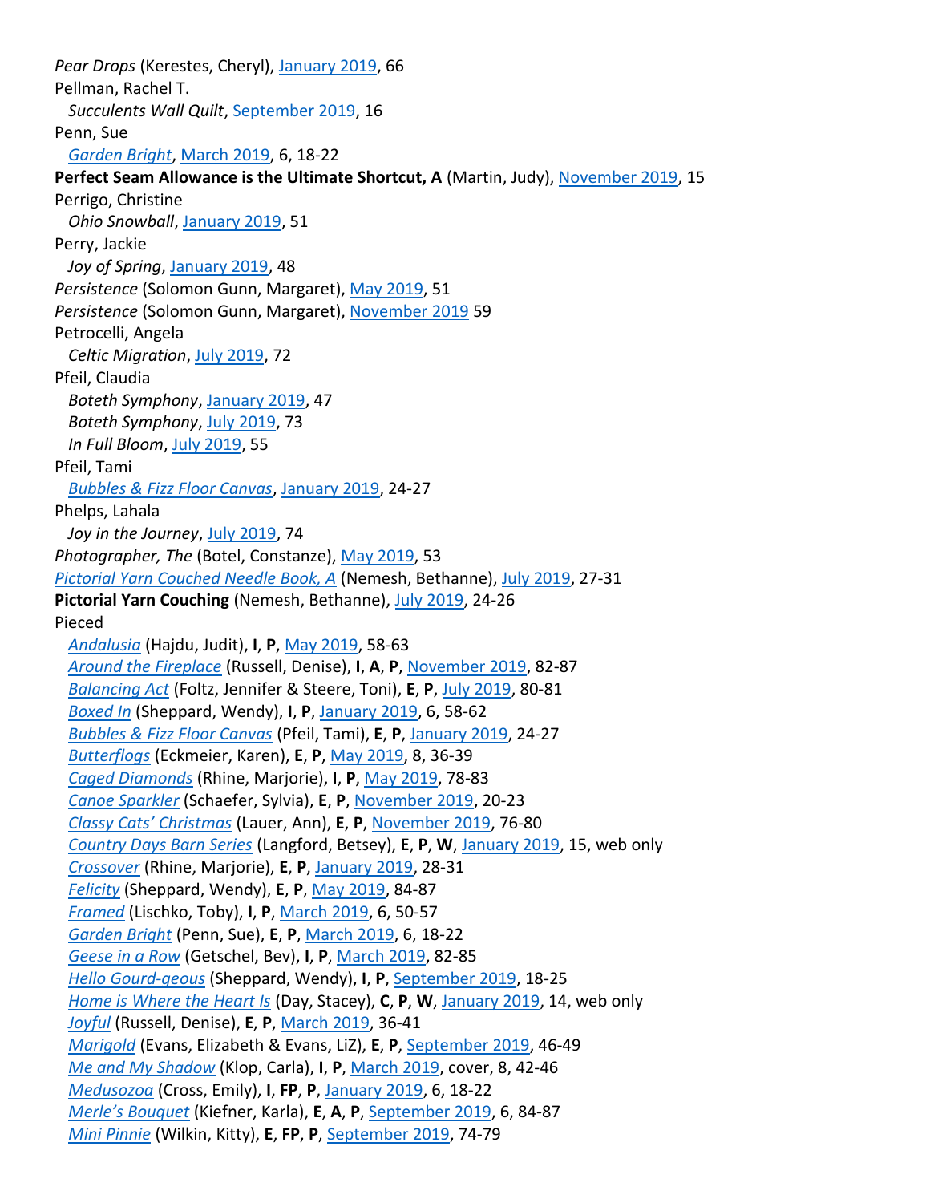*Pear Drops* (Kerestes, Cheryl), January 2019, 66
Pellman, Rachel T.
  *Succulents Wall Quilt*, September 2019, 16
Penn, Sue
  *Garden Bright*, March 2019, 6, 18-22
**Perfect Seam Allowance is the Ultimate Shortcut, A** (Martin, Judy), November 2019, 15
Perrigo, Christine
  *Ohio Snowball*, January 2019, 51
Perry, Jackie
  *Joy of Spring*, January 2019, 48
*Persistence* (Solomon Gunn, Margaret), May 2019, 51
*Persistence* (Solomon Gunn, Margaret), November 2019 59
Petrocelli, Angela
  *Celtic Migration*, July 2019, 72
Pfeil, Claudia
  *Boteth Symphony*, January 2019, 47
  *Boteth Symphony*, July 2019, 73
  *In Full Bloom*, July 2019, 55
Pfeil, Tami
  *Bubbles & Fizz Floor Canvas*, January 2019, 24-27
Phelps, Lahala
  *Joy in the Journey*, July 2019, 74
*Photographer, The* (Botel, Constanze), May 2019, 53
*Pictorial Yarn Couched Needle Book, A* (Nemesh, Bethanne), July 2019, 27-31
**Pictorial Yarn Couching** (Nemesh, Bethanne), July 2019, 24-26
Pieced
  *Andalusia* (Hajdu, Judit), **I**, **P**, May 2019, 58-63
  *Around the Fireplace* (Russell, Denise), **I**, **A**, **P**, November 2019, 82-87
  *Balancing Act* (Foltz, Jennifer & Steere, Toni), **E**, **P**, July 2019, 80-81
  *Boxed In* (Sheppard, Wendy), **I**, **P**, January 2019, 6, 58-62
  *Bubbles & Fizz Floor Canvas* (Pfeil, Tami), **E**, **P**, January 2019, 24-27
  *Butterflogs* (Eckmeier, Karen), **E**, **P**, May 2019, 8, 36-39
  *Caged Diamonds* (Rhine, Marjorie), **I**, **P**, May 2019, 78-83
  *Canoe Sparkler* (Schaefer, Sylvia), **E**, **P**, November 2019, 20-23
  *Classy Cats' Christmas* (Lauer, Ann), **E**, **P**, November 2019, 76-80
  *Country Days Barn Series* (Langford, Betsey), **E**, **P**, **W**, January 2019, 15, web only
  *Crossover* (Rhine, Marjorie), **E**, **P**, January 2019, 28-31
  *Felicity* (Sheppard, Wendy), **E**, **P**, May 2019, 84-87
  *Framed* (Lischko, Toby), **I**, **P**, March 2019, 6, 50-57
  *Garden Bright* (Penn, Sue), **E**, **P**, March 2019, 6, 18-22
  *Geese in a Row* (Getschel, Bev), **I**, **P**, March 2019, 82-85
  *Hello Gourd-geous* (Sheppard, Wendy), **I**, **P**, September 2019, 18-25
  *Home is Where the Heart Is* (Day, Stacey), **C**, **P**, **W**, January 2019, 14, web only
  *Joyful* (Russell, Denise), **E**, **P**, March 2019, 36-41
  *Marigold* (Evans, Elizabeth & Evans, LiZ), **E**, **P**, September 2019, 46-49
  *Me and My Shadow* (Klop, Carla), **I**, **P**, March 2019, cover, 8, 42-46
  *Medusozoa* (Cross, Emily), **I**, **FP**, **P**, January 2019, 6, 18-22
  *Merle's Bouquet* (Kiefner, Karla), **E**, **A**, **P**, September 2019, 6, 84-87
  *Mini Pinnie* (Wilkin, Kitty), **E**, **FP**, **P**, September 2019, 74-79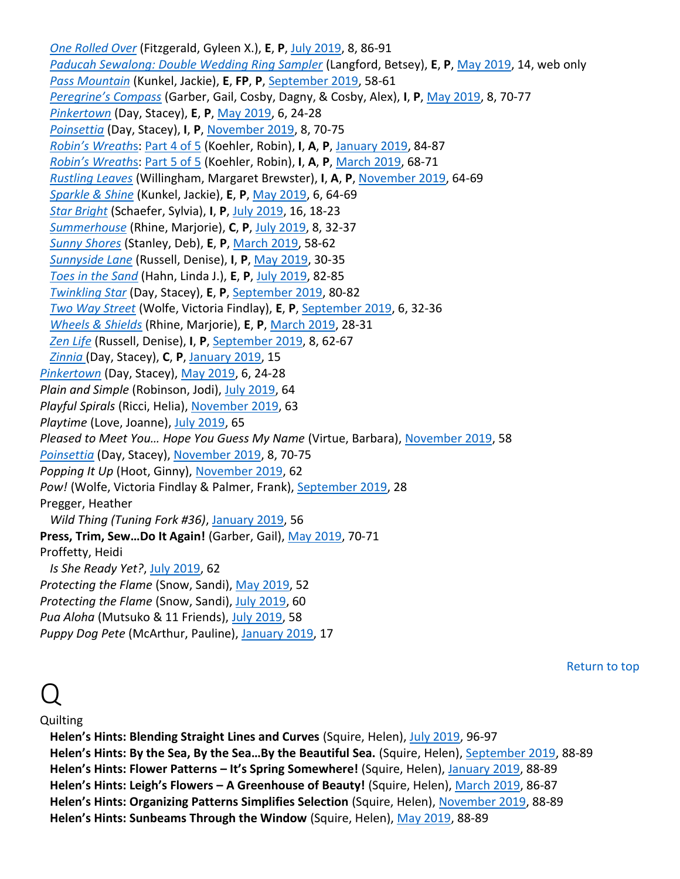*One Rolled Over* (Fitzgerald, Gyleen X.), **E**, **P**, July 2019, 8, 86-91
*Paducah Sewalong: Double Wedding Ring Sampler* (Langford, Betsey), **E**, **P**, May 2019, 14, web only
*Pass Mountain* (Kunkel, Jackie), **E**, **FP**, **P**, September 2019, 58-61
*Peregrine's Compass* (Garber, Gail, Cosby, Dagny, & Cosby, Alex), **I**, **P**, May 2019, 8, 70-77
*Pinkertown* (Day, Stacey), **E**, **P**, May 2019, 6, 24-28
*Poinsettia* (Day, Stacey), **I**, **P**, November 2019, 8, 70-75
*Robin's Wreaths*: Part 4 of 5 (Koehler, Robin), **I**, **A**, **P**, January 2019, 84-87
*Robin's Wreaths*: Part 5 of 5 (Koehler, Robin), **I**, **A**, **P**, March 2019, 68-71
*Rustling Leaves* (Willingham, Margaret Brewster), **I**, **A**, **P**, November 2019, 64-69
*Sparkle & Shine* (Kunkel, Jackie), **E**, **P**, May 2019, 6, 64-69
*Star Bright* (Schaefer, Sylvia), **I**, **P**, July 2019, 16, 18-23
*Summerhouse* (Rhine, Marjorie), **C**, **P**, July 2019, 8, 32-37
*Sunny Shores* (Stanley, Deb), **E**, **P**, March 2019, 58-62
*Sunnyside Lane* (Russell, Denise), **I**, **P**, May 2019, 30-35
*Toes in the Sand* (Hahn, Linda J.), **E**, **P**, July 2019, 82-85
*Twinkling Star* (Day, Stacey), **E**, **P**, September 2019, 80-82
*Two Way Street* (Wolfe, Victoria Findlay), **E**, **P**, September 2019, 6, 32-36
*Wheels & Shields* (Rhine, Marjorie), **E**, **P**, March 2019, 28-31
*Zen Life* (Russell, Denise), **I**, **P**, September 2019, 8, 62-67
*Zinnia* (Day, Stacey), **C**, **P**, January 2019, 15

*Pinkertown* (Day, Stacey), May 2019, 6, 24-28
*Plain and Simple* (Robinson, Jodi), July 2019, 64
*Playful Spirals* (Ricci, Helia), November 2019, 63
*Playtime* (Love, Joanne), July 2019, 65
*Pleased to Meet You… Hope You Guess My Name* (Virtue, Barbara), November 2019, 58
*Poinsettia* (Day, Stacey), November 2019, 8, 70-75
*Popping It Up* (Hoot, Ginny), November 2019, 62
*Pow!* (Wolfe, Victoria Findlay & Palmer, Frank), September 2019, 28
Pregger, Heather
*Wild Thing (Tuning Fork #36)*, January 2019, 56
**Press, Trim, Sew…Do It Again!** (Garber, Gail), May 2019, 70-71
Proffetty, Heidi
*Is She Ready Yet?*, July 2019, 62
*Protecting the Flame* (Snow, Sandi), May 2019, 52
*Protecting the Flame* (Snow, Sandi), July 2019, 60
*Pua Aloha* (Mutsuko & 11 Friends), July 2019, 58
*Puppy Dog Pete* (McArthur, Pauline), January 2019, 17

Return to top

# Q

Quilting
**Helen's Hints: Blending Straight Lines and Curves** (Squire, Helen), July 2019, 96-97
**Helen's Hints: By the Sea, By the Sea…By the Beautiful Sea.** (Squire, Helen), September 2019, 88-89
**Helen's Hints: Flower Patterns – It's Spring Somewhere!** (Squire, Helen), January 2019, 88-89
**Helen's Hints: Leigh's Flowers – A Greenhouse of Beauty!** (Squire, Helen), March 2019, 86-87
**Helen's Hints: Organizing Patterns Simplifies Selection** (Squire, Helen), November 2019, 88-89
**Helen's Hints: Sunbeams Through the Window** (Squire, Helen), May 2019, 88-89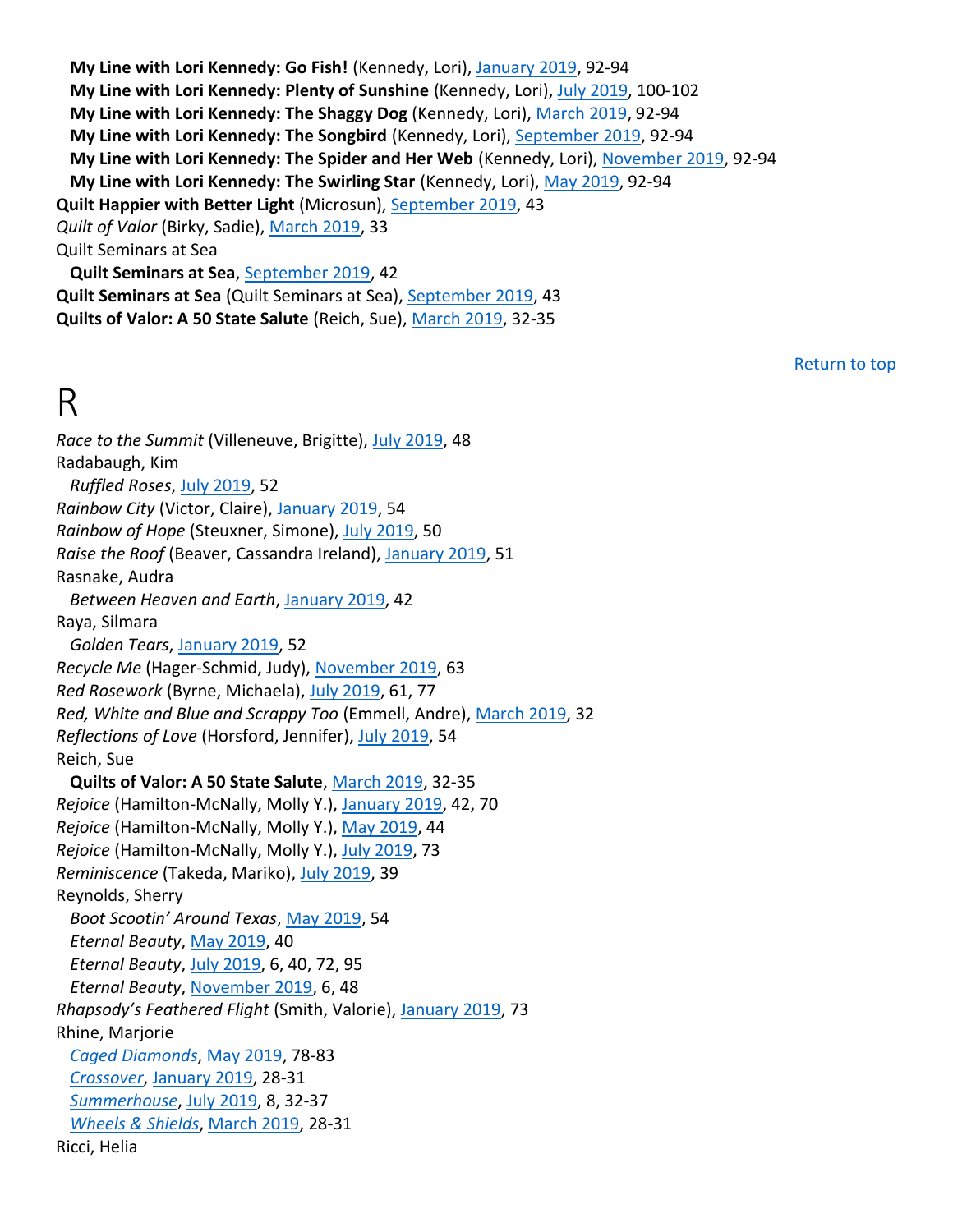**My Line with Lori Kennedy: Go Fish!** (Kennedy, Lori), January 2019, 92-94
**My Line with Lori Kennedy: Plenty of Sunshine** (Kennedy, Lori), July 2019, 100-102
**My Line with Lori Kennedy: The Shaggy Dog** (Kennedy, Lori), March 2019, 92-94
**My Line with Lori Kennedy: The Songbird** (Kennedy, Lori), September 2019, 92-94
**My Line with Lori Kennedy: The Spider and Her Web** (Kennedy, Lori), November 2019, 92-94
**My Line with Lori Kennedy: The Swirling Star** (Kennedy, Lori), May 2019, 92-94

**Quilt Happier with Better Light** (Microsun), September 2019, 43
*Quilt of Valor* (Birky, Sadie), March 2019, 33
Quilt Seminars at Sea
  **Quilt Seminars at Sea**, September 2019, 42
**Quilt Seminars at Sea** (Quilt Seminars at Sea), September 2019, 43
**Quilts of Valor: A 50 State Salute** (Reich, Sue), March 2019, 32-35

Return to top

# R

*Race to the Summit* (Villeneuve, Brigitte), July 2019, 48
Radabaugh, Kim
  *Ruffled Roses*, July 2019, 52
*Rainbow City* (Victor, Claire), January 2019, 54
*Rainbow of Hope* (Steuxner, Simone), July 2019, 50
*Raise the Roof* (Beaver, Cassandra Ireland), January 2019, 51
Rasnake, Audra
  *Between Heaven and Earth*, January 2019, 42
Raya, Silmara
  *Golden Tears*, January 2019, 52
*Recycle Me* (Hager-Schmid, Judy), November 2019, 63
*Red Rosework* (Byrne, Michaela), July 2019, 61, 77
*Red, White and Blue and Scrappy Too* (Emmell, Andre), March 2019, 32
*Reflections of Love* (Horsford, Jennifer), July 2019, 54
Reich, Sue
  **Quilts of Valor: A 50 State Salute**, March 2019, 32-35
*Rejoice* (Hamilton-McNally, Molly Y.), January 2019, 42, 70
*Rejoice* (Hamilton-McNally, Molly Y.), May 2019, 44
*Rejoice* (Hamilton-McNally, Molly Y.), July 2019, 73
*Reminiscence* (Takeda, Mariko), July 2019, 39
Reynolds, Sherry
  *Boot Scootin' Around Texas*, May 2019, 54
  *Eternal Beauty*, May 2019, 40
  *Eternal Beauty*, July 2019, 6, 40, 72, 95
  *Eternal Beauty*, November 2019, 6, 48
*Rhapsody's Feathered Flight* (Smith, Valorie), January 2019, 73
Rhine, Marjorie
  *Caged Diamonds*, May 2019, 78-83
  *Crossover*, January 2019, 28-31
  *Summerhouse*, July 2019, 8, 32-37
  *Wheels & Shields*, March 2019, 28-31
Ricci, Helia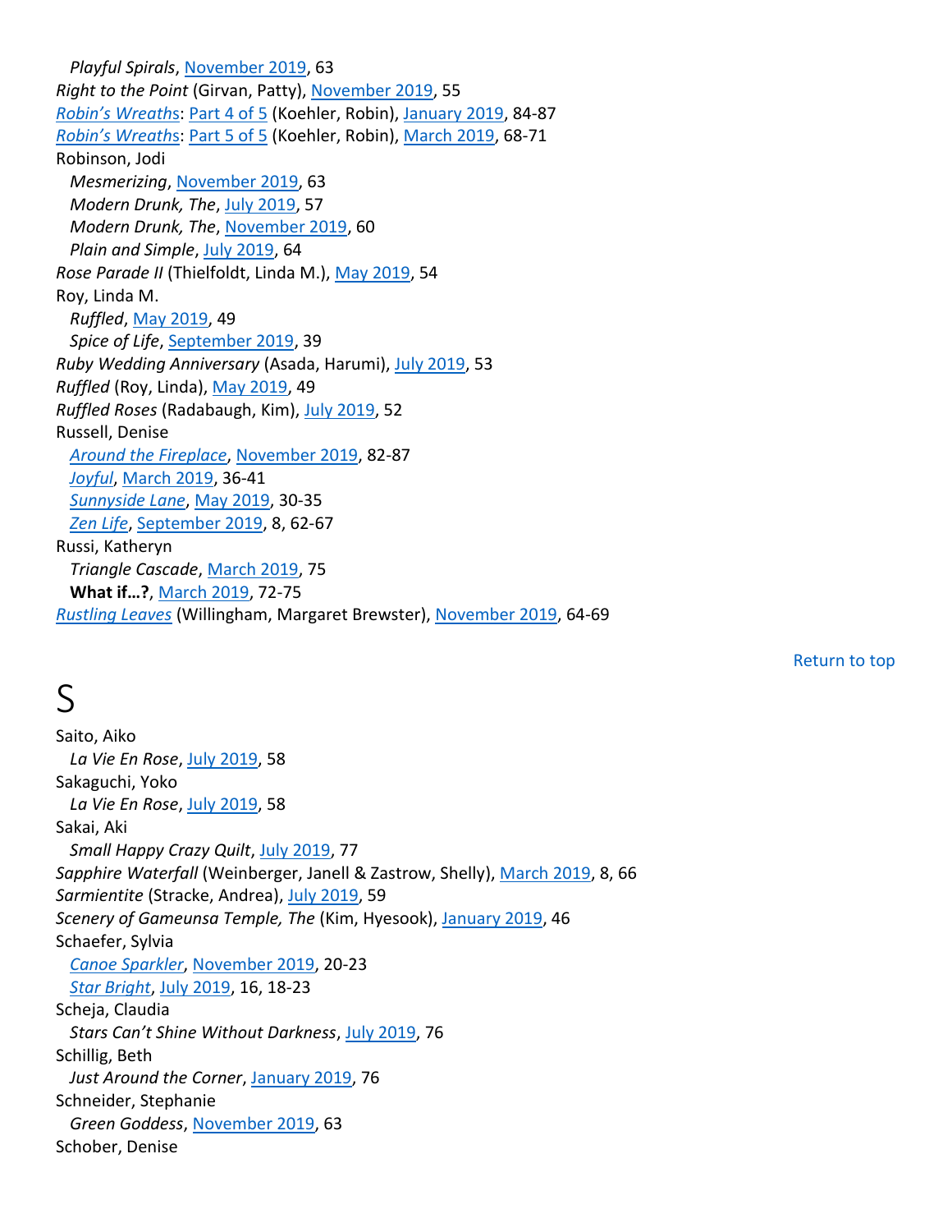*Playful Spirals*, November 2019, 63
*Right to the Point* (Girvan, Patty), November 2019, 55
*Robin's Wreaths*: Part 4 of 5 (Koehler, Robin), January 2019, 84-87
*Robin's Wreaths*: Part 5 of 5 (Koehler, Robin), March 2019, 68-71
Robinson, Jodi
*Mesmerizing*, November 2019, 63
*Modern Drunk, The*, July 2019, 57
*Modern Drunk, The*, November 2019, 60
*Plain and Simple*, July 2019, 64
*Rose Parade II* (Thielfoldt, Linda M.), May 2019, 54
Roy, Linda M.
*Ruffled*, May 2019, 49
*Spice of Life*, September 2019, 39
*Ruby Wedding Anniversary* (Asada, Harumi), July 2019, 53
*Ruffled* (Roy, Linda), May 2019, 49
*Ruffled Roses* (Radabaugh, Kim), July 2019, 52
Russell, Denise
*Around the Fireplace*, November 2019, 82-87
*Joyful*, March 2019, 36-41
*Sunnyside Lane*, May 2019, 30-35
*Zen Life*, September 2019, 8, 62-67
Russi, Katheryn
*Triangle Cascade*, March 2019, 75
**What if…?**, March 2019, 72-75
*Rustling Leaves* (Willingham, Margaret Brewster), November 2019, 64-69

Return to top

# S

Saito, Aiko
*La Vie En Rose*, July 2019, 58
Sakaguchi, Yoko
*La Vie En Rose*, July 2019, 58
Sakai, Aki
*Small Happy Crazy Quilt*, July 2019, 77
*Sapphire Waterfall* (Weinberger, Janell & Zastrow, Shelly), March 2019, 8, 66
*Sarmientite* (Stracke, Andrea), July 2019, 59
*Scenery of Gameunsa Temple, The* (Kim, Hyesook), January 2019, 46
Schaefer, Sylvia
*Canoe Sparkler*, November 2019, 20-23
*Star Bright*, July 2019, 16, 18-23
Scheja, Claudia
*Stars Can't Shine Without Darkness*, July 2019, 76
Schillig, Beth
*Just Around the Corner*, January 2019, 76
Schneider, Stephanie
*Green Goddess*, November 2019, 63
Schober, Denise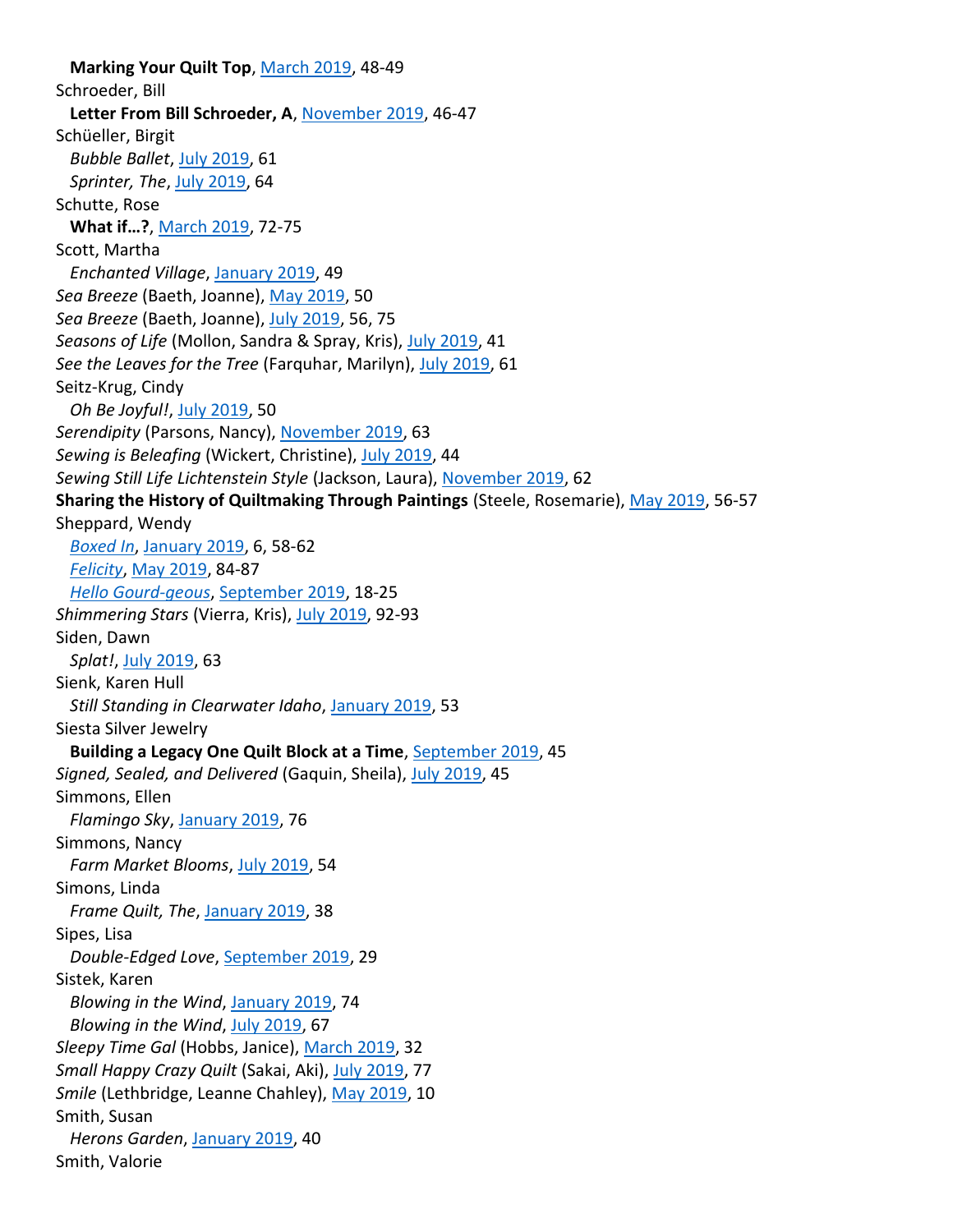**Marking Your Quilt Top**, March 2019, 48-49

Schroeder, Bill

**Letter From Bill Schroeder, A**, November 2019, 46-47

Schüeller, Birgit

*Bubble Ballet*, July 2019, 61

*Sprinter, The*, July 2019, 64

Schutte, Rose

**What if…?**, March 2019, 72-75

Scott, Martha

*Enchanted Village*, January 2019, 49

*Sea Breeze* (Baeth, Joanne), May 2019, 50

*Sea Breeze* (Baeth, Joanne), July 2019, 56, 75

*Seasons of Life* (Mollon, Sandra & Spray, Kris), July 2019, 41

*See the Leaves for the Tree* (Farquhar, Marilyn), July 2019, 61

Seitz-Krug, Cindy

*Oh Be Joyful!*, July 2019, 50

*Serendipity* (Parsons, Nancy), November 2019, 63

*Sewing is Beleafing* (Wickert, Christine), July 2019, 44

*Sewing Still Life Lichtenstein Style* (Jackson, Laura), November 2019, 62

**Sharing the History of Quiltmaking Through Paintings** (Steele, Rosemarie), May 2019, 56-57

Sheppard, Wendy

*Boxed In*, January 2019, 6, 58-62

*Felicity*, May 2019, 84-87

*Hello Gourd-geous*, September 2019, 18-25

*Shimmering Stars* (Vierra, Kris), July 2019, 92-93

Siden, Dawn

*Splat!*, July 2019, 63

Sienk, Karen Hull

*Still Standing in Clearwater Idaho*, January 2019, 53

Siesta Silver Jewelry

**Building a Legacy One Quilt Block at a Time**, September 2019, 45

*Signed, Sealed, and Delivered* (Gaquin, Sheila), July 2019, 45

Simmons, Ellen

*Flamingo Sky*, January 2019, 76

Simmons, Nancy

*Farm Market Blooms*, July 2019, 54

Simons, Linda

*Frame Quilt, The*, January 2019, 38

Sipes, Lisa

*Double-Edged Love*, September 2019, 29

Sistek, Karen

*Blowing in the Wind*, January 2019, 74

*Blowing in the Wind*, July 2019, 67

*Sleepy Time Gal* (Hobbs, Janice), March 2019, 32

*Small Happy Crazy Quilt* (Sakai, Aki), July 2019, 77

*Smile* (Lethbridge, Leanne Chahley), May 2019, 10

Smith, Susan

*Herons Garden*, January 2019, 40

Smith, Valorie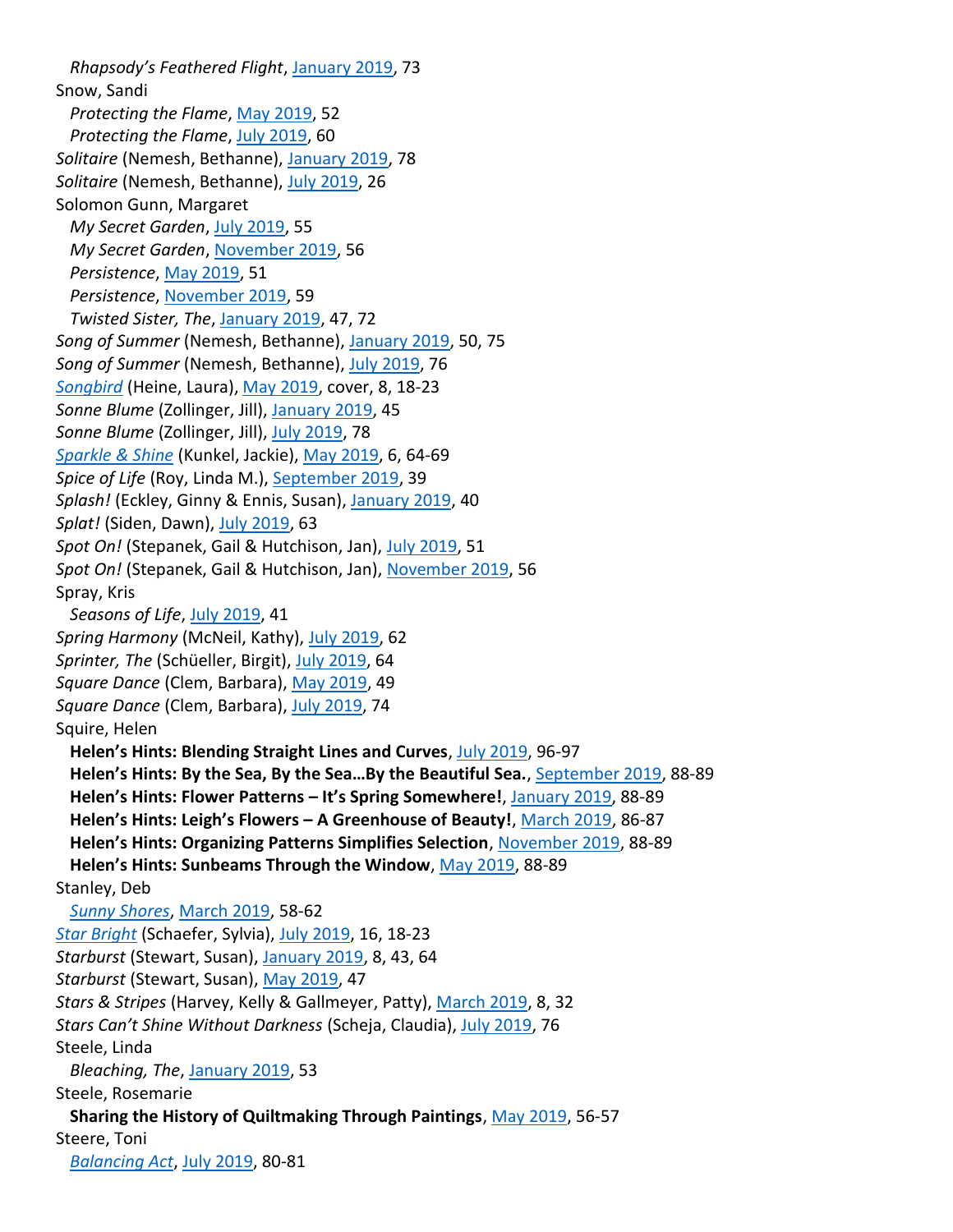*Rhapsody's Feathered Flight*, January 2019, 73

Snow, Sandi

*Protecting the Flame*, May 2019, 52

*Protecting the Flame*, July 2019, 60

*Solitaire* (Nemesh, Bethanne), January 2019, 78

*Solitaire* (Nemesh, Bethanne), July 2019, 26

Solomon Gunn, Margaret

*My Secret Garden*, July 2019, 55

*My Secret Garden*, November 2019, 56

*Persistence*, May 2019, 51

*Persistence*, November 2019, 59

*Twisted Sister, The*, January 2019, 47, 72

*Song of Summer* (Nemesh, Bethanne), January 2019, 50, 75

*Song of Summer* (Nemesh, Bethanne), July 2019, 76

*Songbird* (Heine, Laura), May 2019, cover, 8, 18-23

*Sonne Blume* (Zollinger, Jill), January 2019, 45

*Sonne Blume* (Zollinger, Jill), July 2019, 78

*Sparkle & Shine* (Kunkel, Jackie), May 2019, 6, 64-69

*Spice of Life* (Roy, Linda M.), September 2019, 39

*Splash!* (Eckley, Ginny & Ennis, Susan), January 2019, 40

*Splat!* (Siden, Dawn), July 2019, 63

*Spot On!* (Stepanek, Gail & Hutchison, Jan), July 2019, 51

*Spot On!* (Stepanek, Gail & Hutchison, Jan), November 2019, 56

Spray, Kris

*Seasons of Life*, July 2019, 41

*Spring Harmony* (McNeil, Kathy), July 2019, 62

*Sprinter, The* (Schüeller, Birgit), July 2019, 64

*Square Dance* (Clem, Barbara), May 2019, 49

*Square Dance* (Clem, Barbara), July 2019, 74

Squire, Helen

**Helen's Hints: Blending Straight Lines and Curves**, July 2019, 96-97

**Helen's Hints: By the Sea, By the Sea…By the Beautiful Sea.**, September 2019, 88-89

**Helen's Hints: Flower Patterns – It's Spring Somewhere!**, January 2019, 88-89

**Helen's Hints: Leigh's Flowers – A Greenhouse of Beauty!**, March 2019, 86-87

**Helen's Hints: Organizing Patterns Simplifies Selection**, November 2019, 88-89

**Helen's Hints: Sunbeams Through the Window**, May 2019, 88-89

Stanley, Deb

*Sunny Shores*, March 2019, 58-62

*Star Bright* (Schaefer, Sylvia), July 2019, 16, 18-23

*Starburst* (Stewart, Susan), January 2019, 8, 43, 64

*Starburst* (Stewart, Susan), May 2019, 47

*Stars & Stripes* (Harvey, Kelly & Gallmeyer, Patty), March 2019, 8, 32

*Stars Can't Shine Without Darkness* (Scheja, Claudia), July 2019, 76

Steele, Linda

*Bleaching, The*, January 2019, 53

Steele, Rosemarie

**Sharing the History of Quiltmaking Through Paintings**, May 2019, 56-57

Steere, Toni

*Balancing Act*, July 2019, 80-81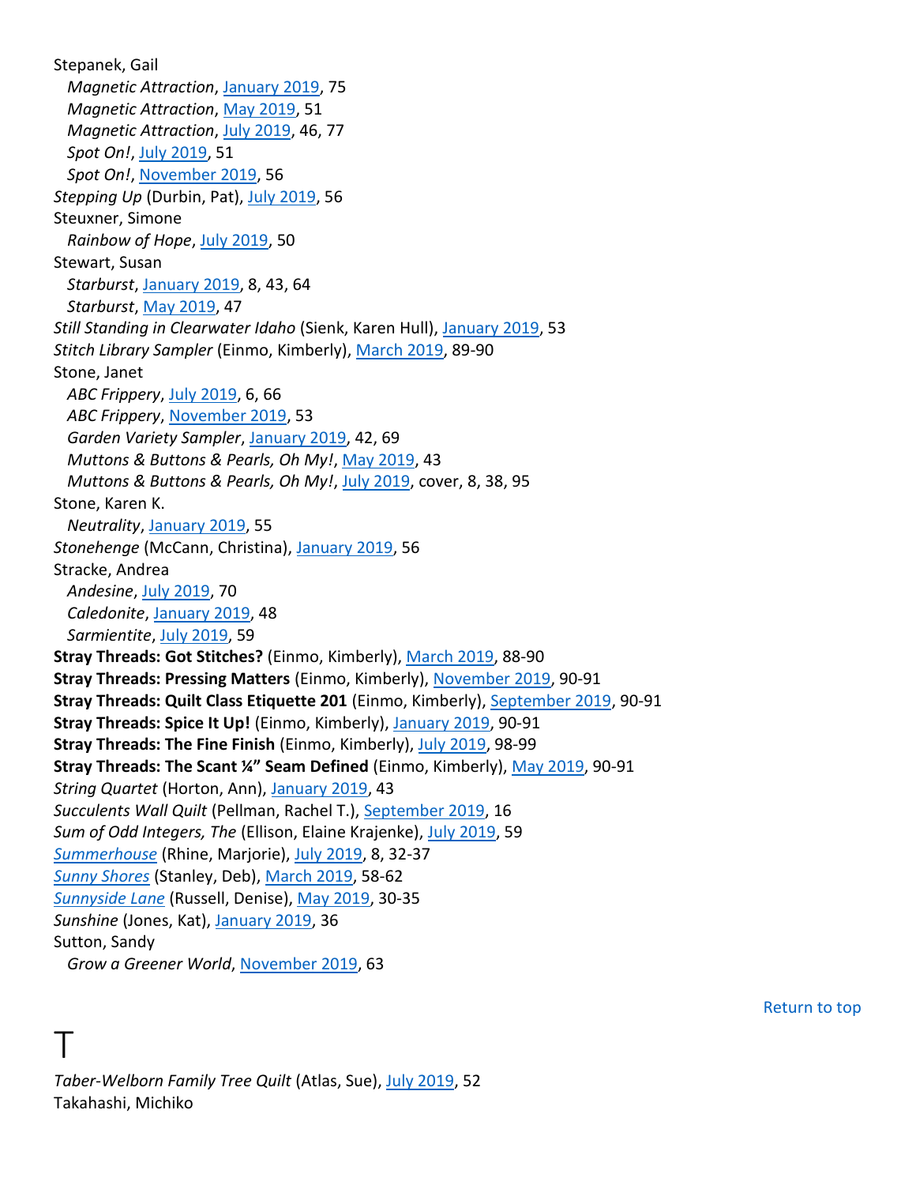Stepanek, Gail
  *Magnetic Attraction*, January 2019, 75
  *Magnetic Attraction*, May 2019, 51
  *Magnetic Attraction*, July 2019, 46, 77
  *Spot On!*, July 2019, 51
  *Spot On!*, November 2019, 56
*Stepping Up* (Durbin, Pat), July 2019, 56
Steuxner, Simone
  *Rainbow of Hope*, July 2019, 50
Stewart, Susan
  *Starburst*, January 2019, 8, 43, 64
  *Starburst*, May 2019, 47
*Still Standing in Clearwater Idaho* (Sienk, Karen Hull), January 2019, 53
*Stitch Library Sampler* (Einmo, Kimberly), March 2019, 89-90
Stone, Janet
  *ABC Frippery*, July 2019, 6, 66
  *ABC Frippery*, November 2019, 53
  *Garden Variety Sampler*, January 2019, 42, 69
  *Muttons & Buttons & Pearls, Oh My!*, May 2019, 43
  *Muttons & Buttons & Pearls, Oh My!*, July 2019, cover, 8, 38, 95
Stone, Karen K.
  *Neutrality*, January 2019, 55
*Stonehenge* (McCann, Christina), January 2019, 56
Stracke, Andrea
  *Andesine*, July 2019, 70
  *Caledonite*, January 2019, 48
  *Sarmientite*, July 2019, 59
**Stray Threads: Got Stitches?** (Einmo, Kimberly), March 2019, 88-90
**Stray Threads: Pressing Matters** (Einmo, Kimberly), November 2019, 90-91
**Stray Threads: Quilt Class Etiquette 201** (Einmo, Kimberly), September 2019, 90-91
**Stray Threads: Spice It Up!** (Einmo, Kimberly), January 2019, 90-91
**Stray Threads: The Fine Finish** (Einmo, Kimberly), July 2019, 98-99
**Stray Threads: The Scant ¼" Seam Defined** (Einmo, Kimberly), May 2019, 90-91
*String Quartet* (Horton, Ann), January 2019, 43
*Succulents Wall Quilt* (Pellman, Rachel T.), September 2019, 16
*Sum of Odd Integers, The* (Ellison, Elaine Krajenke), July 2019, 59
*Summerhouse* (Rhine, Marjorie), July 2019, 8, 32-37
*Sunny Shores* (Stanley, Deb), March 2019, 58-62
*Sunnyside Lane* (Russell, Denise), May 2019, 30-35
*Sunshine* (Jones, Kat), January 2019, 36
Sutton, Sandy
  *Grow a Greener World*, November 2019, 63

Return to top

# T

*Taber-Welborn Family Tree Quilt* (Atlas, Sue), July 2019, 52
Takahashi, Michiko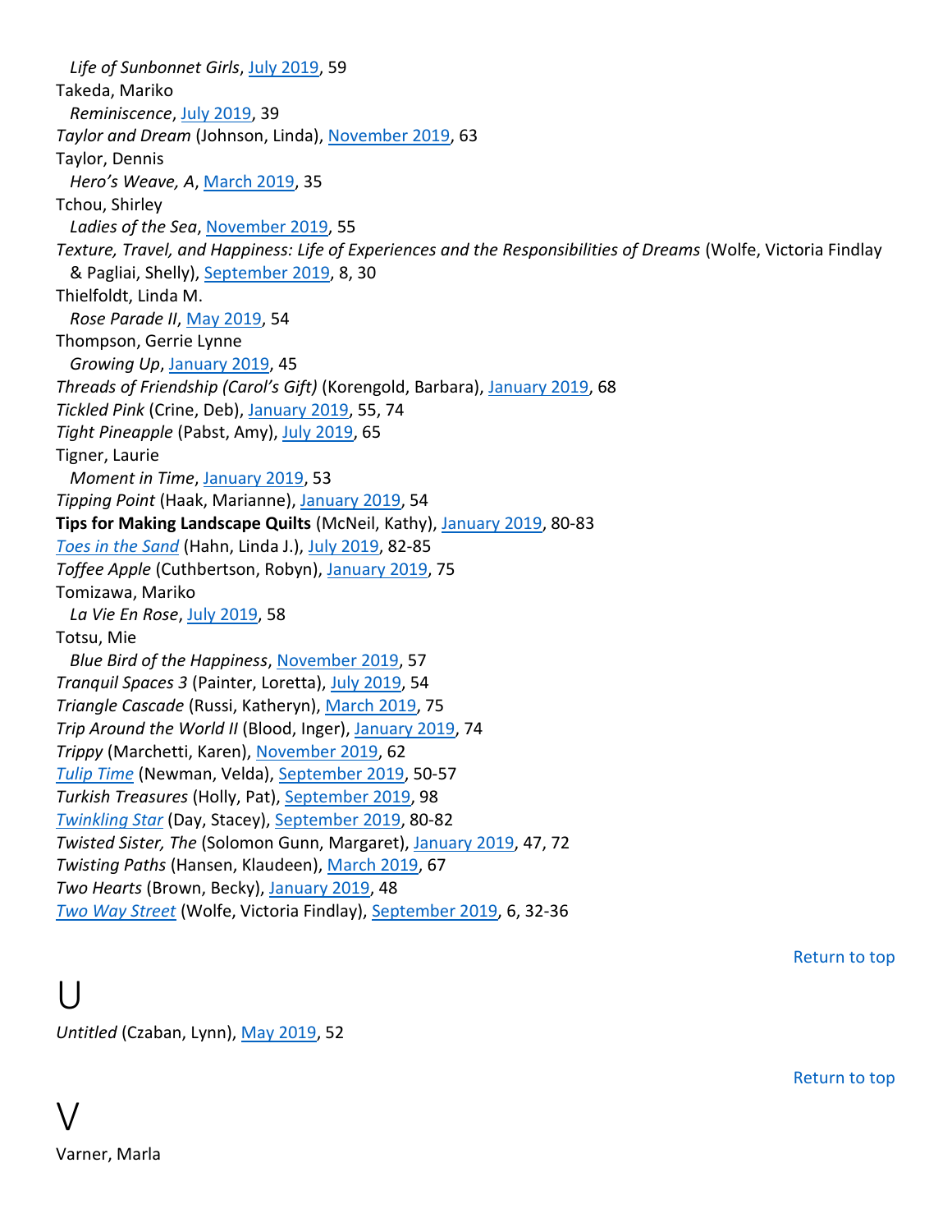*Life of Sunbonnet Girls*, July 2019, 59

Takeda, Mariko
  *Reminiscence*, July 2019, 39

*Taylor and Dream* (Johnson, Linda), November 2019, 63

Taylor, Dennis
  *Hero's Weave, A*, March 2019, 35

Tchou, Shirley
  *Ladies of the Sea*, November 2019, 55

*Texture, Travel, and Happiness: Life of Experiences and the Responsibilities of Dreams* (Wolfe, Victoria Findlay & Pagliai, Shelly), September 2019, 8, 30

Thielfoldt, Linda M.
  *Rose Parade II*, May 2019, 54

Thompson, Gerrie Lynne
  *Growing Up*, January 2019, 45

*Threads of Friendship (Carol's Gift)* (Korengold, Barbara), January 2019, 68

*Tickled Pink* (Crine, Deb), January 2019, 55, 74

*Tight Pineapple* (Pabst, Amy), July 2019, 65

Tigner, Laurie
  *Moment in Time*, January 2019, 53

*Tipping Point* (Haak, Marianne), January 2019, 54

**Tips for Making Landscape Quilts** (McNeil, Kathy), January 2019, 80-83

*Toes in the Sand* (Hahn, Linda J.), July 2019, 82-85

*Toffee Apple* (Cuthbertson, Robyn), January 2019, 75

Tomizawa, Mariko
  *La Vie En Rose*, July 2019, 58

Totsu, Mie
  *Blue Bird of the Happiness*, November 2019, 57

*Tranquil Spaces 3* (Painter, Loretta), July 2019, 54

*Triangle Cascade* (Russi, Katheryn), March 2019, 75

*Trip Around the World II* (Blood, Inger), January 2019, 74

*Trippy* (Marchetti, Karen), November 2019, 62

*Tulip Time* (Newman, Velda), September 2019, 50-57

*Turkish Treasures* (Holly, Pat), September 2019, 98

*Twinkling Star* (Day, Stacey), September 2019, 80-82

*Twisted Sister, The* (Solomon Gunn, Margaret), January 2019, 47, 72

*Twisting Paths* (Hansen, Klaudeen), March 2019, 67

*Two Hearts* (Brown, Becky), January 2019, 48

*Two Way Street* (Wolfe, Victoria Findlay), September 2019, 6, 32-36

Return to top

# U

*Untitled* (Czaban, Lynn), May 2019, 52

Return to top

# V

Varner, Marla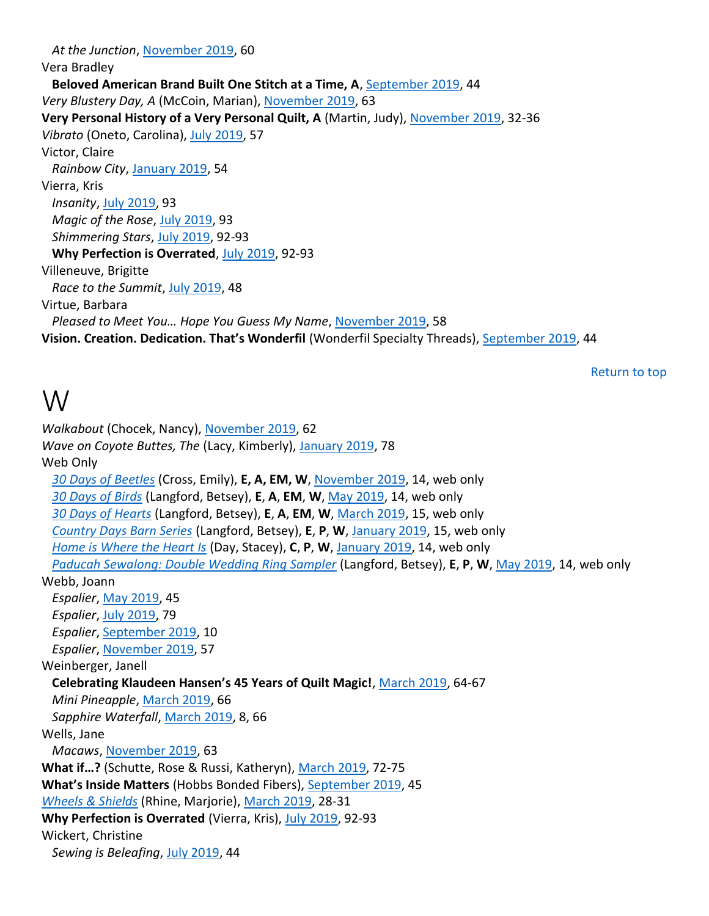*At the Junction*, November 2019, 60

Vera Bradley

**Beloved American Brand Built One Stitch at a Time, A**, September 2019, 44

*Very Blustery Day, A* (McCoin, Marian), November 2019, 63

**Very Personal History of a Very Personal Quilt, A** (Martin, Judy), November 2019, 32-36

*Vibrato* (Oneto, Carolina), July 2019, 57

Victor, Claire

*Rainbow City*, January 2019, 54

Vierra, Kris

*Insanity*, July 2019, 93

*Magic of the Rose*, July 2019, 93

*Shimmering Stars*, July 2019, 92-93

**Why Perfection is Overrated**, July 2019, 92-93

Villeneuve, Brigitte

*Race to the Summit*, July 2019, 48

Virtue, Barbara

*Pleased to Meet You… Hope You Guess My Name*, November 2019, 58

**Vision. Creation. Dedication. That's Wonderfil** (Wonderfil Specialty Threads), September 2019, 44

Return to top

# W

*Walkabout* (Chocek, Nancy), November 2019, 62

*Wave on Coyote Buttes, The* (Lacy, Kimberly), January 2019, 78

Web Only

*30 Days of Beetles* (Cross, Emily), **E, A, EM, W**, November 2019, 14, web only

*30 Days of Birds* (Langford, Betsey), **E**, **A**, **EM**, **W**, May 2019, 14, web only

*30 Days of Hearts* (Langford, Betsey), **E**, **A**, **EM**, **W**, March 2019, 15, web only

*Country Days Barn Series* (Langford, Betsey), **E**, **P**, **W**, January 2019, 15, web only

*Home is Where the Heart Is* (Day, Stacey), **C**, **P**, **W**, January 2019, 14, web only

*Paducah Sewalong: Double Wedding Ring Sampler* (Langford, Betsey), **E**, **P**, **W**, May 2019, 14, web only

Webb, Joann

*Espalier*, May 2019, 45

*Espalier*, July 2019, 79

*Espalier*, September 2019, 10

*Espalier*, November 2019, 57

Weinberger, Janell

**Celebrating Klaudeen Hansen's 45 Years of Quilt Magic!**, March 2019, 64-67

*Mini Pineapple*, March 2019, 66

*Sapphire Waterfall*, March 2019, 8, 66

Wells, Jane

*Macaws*, November 2019, 63

**What if…?** (Schutte, Rose & Russi, Katheryn), March 2019, 72-75

**What's Inside Matters** (Hobbs Bonded Fibers), September 2019, 45

*Wheels & Shields* (Rhine, Marjorie), March 2019, 28-31

**Why Perfection is Overrated** (Vierra, Kris), July 2019, 92-93

Wickert, Christine

*Sewing is Beleafing*, July 2019, 44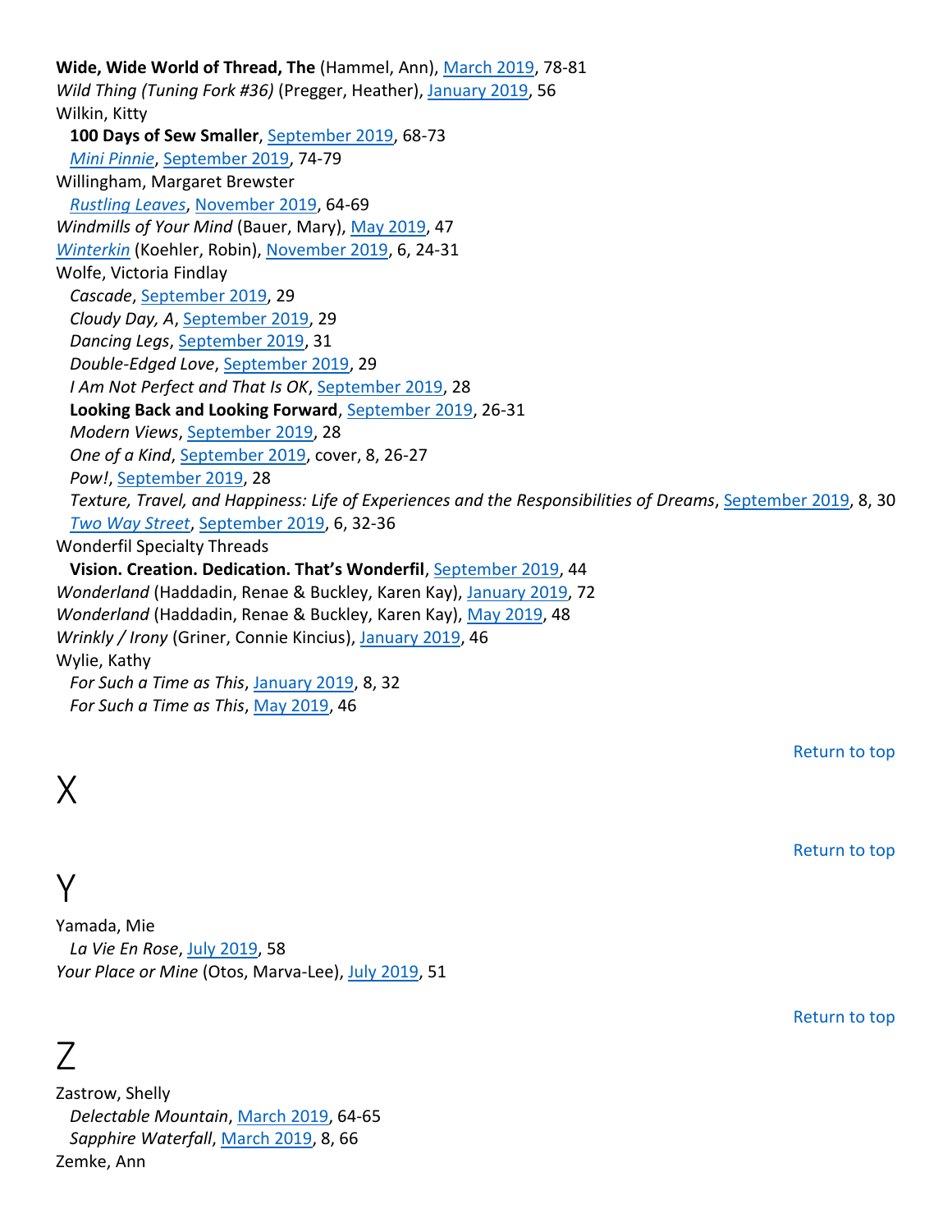**Wide, Wide World of Thread, The** (Hammel, Ann), March 2019, 78-81
*Wild Thing (Tuning Fork #36)* (Pregger, Heather), January 2019, 56
Wilkin, Kitty
  **100 Days of Sew Smaller**, September 2019, 68-73
  *Mini Pinnie*, September 2019, 74-79
Willingham, Margaret Brewster
  *Rustling Leaves*, November 2019, 64-69
*Windmills of Your Mind* (Bauer, Mary), May 2019, 47
*Winterkin* (Koehler, Robin), November 2019, 6, 24-31
Wolfe, Victoria Findlay
  *Cascade*, September 2019, 29
  *Cloudy Day, A*, September 2019, 29
  *Dancing Legs*, September 2019, 31
  *Double-Edged Love*, September 2019, 29
  *I Am Not Perfect and That Is OK*, September 2019, 28
  **Looking Back and Looking Forward**, September 2019, 26-31
  *Modern Views*, September 2019, 28
  *One of a Kind*, September 2019, cover, 8, 26-27
  *Pow!*, September 2019, 28
  *Texture, Travel, and Happiness: Life of Experiences and the Responsibilities of Dreams*, September 2019, 8, 30
  *Two Way Street*, September 2019, 6, 32-36
Wonderfil Specialty Threads
  **Vision. Creation. Dedication. That's Wonderfil**, September 2019, 44
*Wonderland* (Haddadin, Renae & Buckley, Karen Kay), January 2019, 72
*Wonderland* (Haddadin, Renae & Buckley, Karen Kay), May 2019, 48
*Wrinkly / Irony* (Griner, Connie Kincius), January 2019, 46
Wylie, Kathy
  *For Such a Time as This*, January 2019, 8, 32
  *For Such a Time as This*, May 2019, 46

Return to top

# X

Return to top

# Y

Yamada, Mie
  *La Vie En Rose*, July 2019, 58
*Your Place or Mine* (Otos, Marva-Lee), July 2019, 51

Return to top

# Z

Zastrow, Shelly
  *Delectable Mountain*, March 2019, 64-65
  *Sapphire Waterfall*, March 2019, 8, 66
Zemke, Ann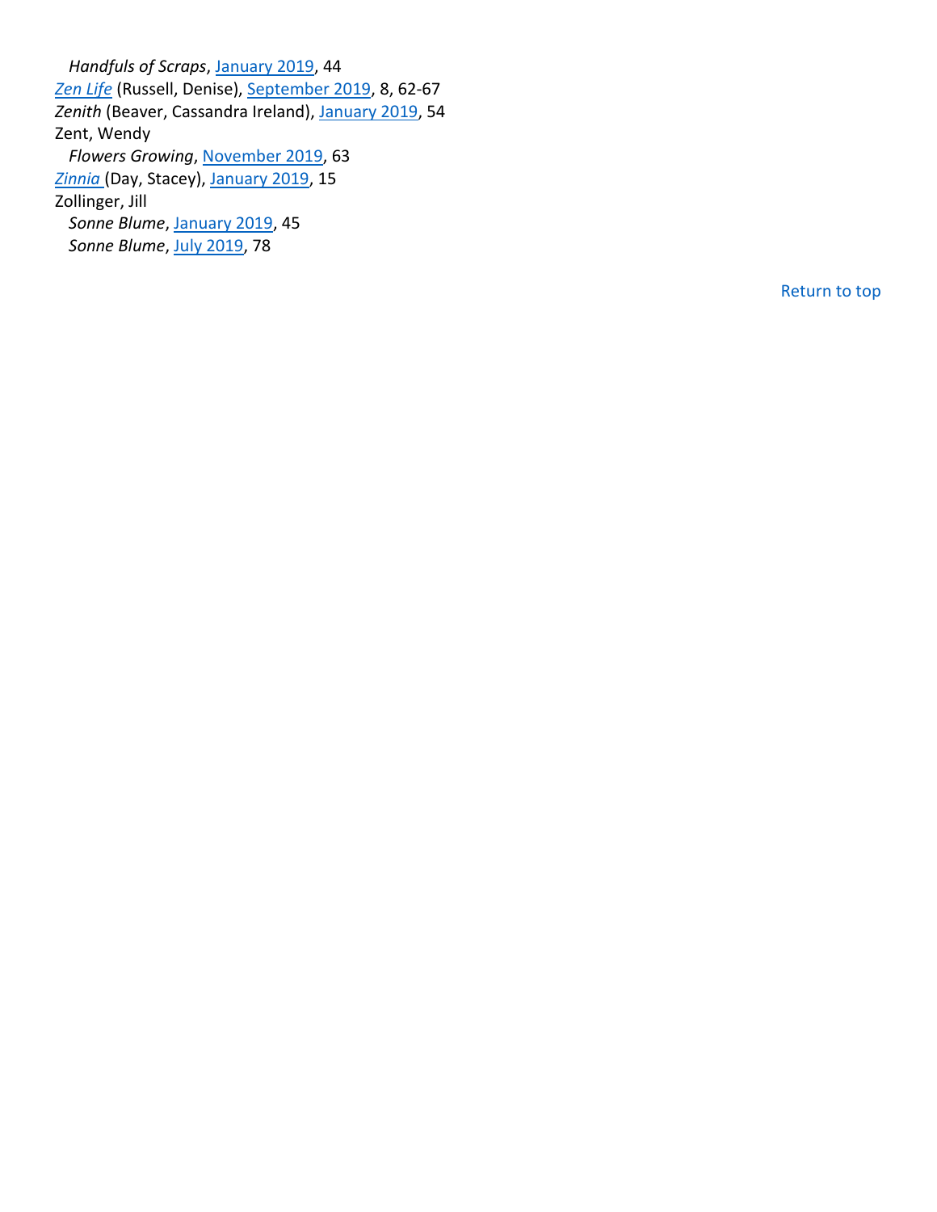*Handfuls of Scraps*, January 2019, 44

*Zen Life* (Russell, Denise), September 2019, 8, 62-67

*Zenith* (Beaver, Cassandra Ireland), January 2019, 54

Zent, Wendy

*Flowers Growing*, November 2019, 63

*Zinnia* (Day, Stacey), January 2019, 15

Zollinger, Jill

*Sonne Blume*, January 2019, 45

*Sonne Blume*, July 2019, 78

Return to top